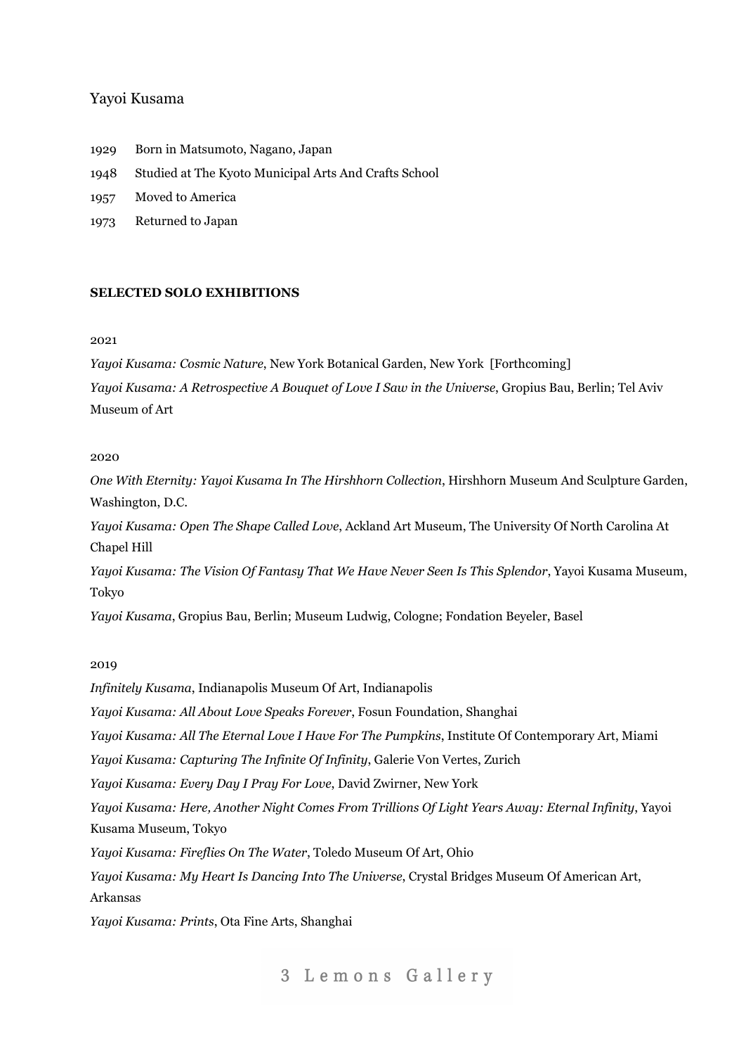# Yayoi Kusama

1929 Born in Matsumoto, Nagano, Japan

1948 Studied at The Kyoto Municipal Arts And Crafts School

1957 Moved to America

1973 Returned to Japan

## SELECTED SOLO EXHIBITIONS

2021

*Yayoi Kusama: Cosmic Nature*, New York Botanical Garden, New York [Forthcoming]

*Yayoi Kusama: A Retrospective A Bouquet of Love I Saw in the Universe*, Gropius Bau, Berlin; Tel Aviv Museum of Art

2020

*One With Eternity: Yayoi Kusama In The Hirshhorn Collection*, Hirshhorn Museum And Sculpture Garden, Washington, D.C.

*Yayoi Kusama: Open The Shape Called Love*, Ackland Art Museum, The University Of North Carolina At Chapel Hill

*Yayoi Kusama: The Vision Of Fantasy That We Have Never Seen Is This Splendor*, Yayoi Kusama Museum, Tokyo

*Yayoi Kusama*, Gropius Bau, Berlin; Museum Ludwig, Cologne; Fondation Beyeler, Basel

2019

*Infinitely Kusama*, Indianapolis Museum Of Art, Indianapolis

*Yayoi Kusama: All About Love Speaks Forever*, Fosun Foundation, Shanghai

*Yayoi Kusama: All The Eternal Love I Have For The Pumpkins*, Institute Of Contemporary Art, Miami

*Yayoi Kusama: Capturing The Infinite Of Infinity*, Galerie Von Vertes, Zurich

*Yayoi Kusama: Every Day I Pray For Love*, David Zwirner, New York

*Yayoi Kusama: Here, Another Night Comes From Trillions Of Light Years Away: Eternal Infinity*, Yayoi Kusama Museum, Tokyo

*Yayoi Kusama: Fireflies On The Water*, Toledo Museum Of Art, Ohio

*Yayoi Kusama: My Heart Is Dancing Into The Universe*, Crystal Bridges Museum Of American Art, Arkansas

*Yayoi Kusama: Prints*, Ota Fine Arts, Shanghai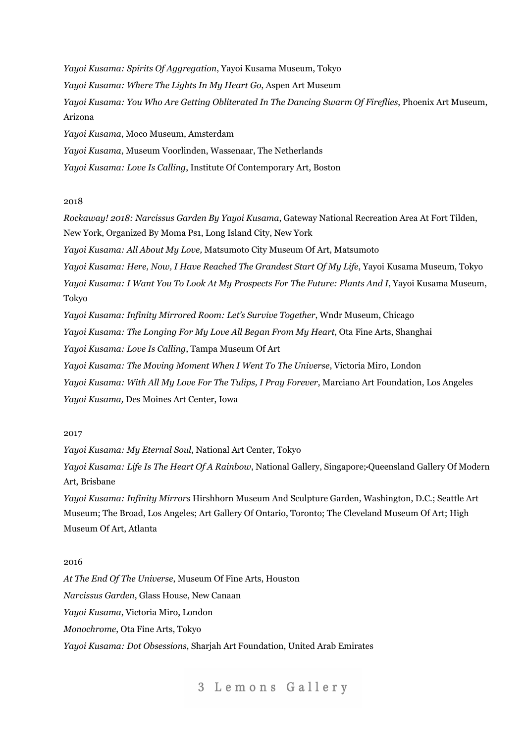*Yayoi Kusama: Spirits Of Aggregation*, Yayoi Kusama Museum, Tokyo

*Yayoi Kusama: Where The Lights In My Heart Go*, Aspen Art Museum

*Yayoi Kusama: You Who Are Getting Obliterated In The Dancing Swarm Of Fireflies*, Phoenix Art Museum, Arizona

*Yayoi Kusama*, Moco Museum, Amsterdam

*Yayoi Kusama*, Museum Voorlinden, Wassenaar, The Netherlands

*Yayoi Kusama: Love Is Calling*, Institute Of Contemporary Art, Boston

2018

*Rockaway! 2018: Narcissus Garden By Yayoi Kusama*, Gateway National Recreation Area At Fort Tilden, New York, Organized By Moma Ps1, Long Island City, New York

*Yayoi Kusama: All About My Love,* Matsumoto City Museum Of Art, Matsumoto

*Yayoi Kusama: Here, Now, I Have Reached The Grandest Start Of My Life*, Yayoi Kusama Museum, Tokyo

*Yayoi Kusama: I Want You To Look At My Prospects For The Future: Plants And I*, Yayoi Kusama Museum, Tokyo

*Yayoi Kusama: Infinity Mirrored Room: Let's Survive Together*, Wndr Museum, Chicago

*Yayoi Kusama: The Longing For My Love All Began From My Heart*, Ota Fine Arts, Shanghai

*Yayoi Kusama: Love Is Calling*, Tampa Museum Of Art

*Yayoi Kusama: The Moving Moment When I Went To The Universe*, Victoria Miro, London

*Yayoi Kusama: With All My Love For The Tulips, I Pray Forever*, Marciano Art Foundation, Los Angeles

*Yayoi Kusama,* Des Moines Art Center, Iowa

2017

*Yayoi Kusama: My Eternal Soul*, National Art Center, Tokyo

*Yayoi Kusama: Life Is The Heart Of A Rainbow*, National Gallery, Singapore;-Queensland Gallery Of Modern Art, Brisbane

*Yayoi Kusama: Infinity Mirrors* Hirshhorn Museum And Sculpture Garden, Washington, D.C.; Seattle Art Museum; The Broad, Los Angeles; Art Gallery Of Ontario, Toronto; The Cleveland Museum Of Art; High Museum Of Art, Atlanta

2016

*At The End Of The Universe*, Museum Of Fine Arts, Houston

*Narcissus Garden*, Glass House, New Canaan

*Yayoi Kusama*, Victoria Miro, London

*Monochrome*, Ota Fine Arts, Tokyo

*Yayoi Kusama: Dot Obsessions*, Sharjah Art Foundation, United Arab Emirates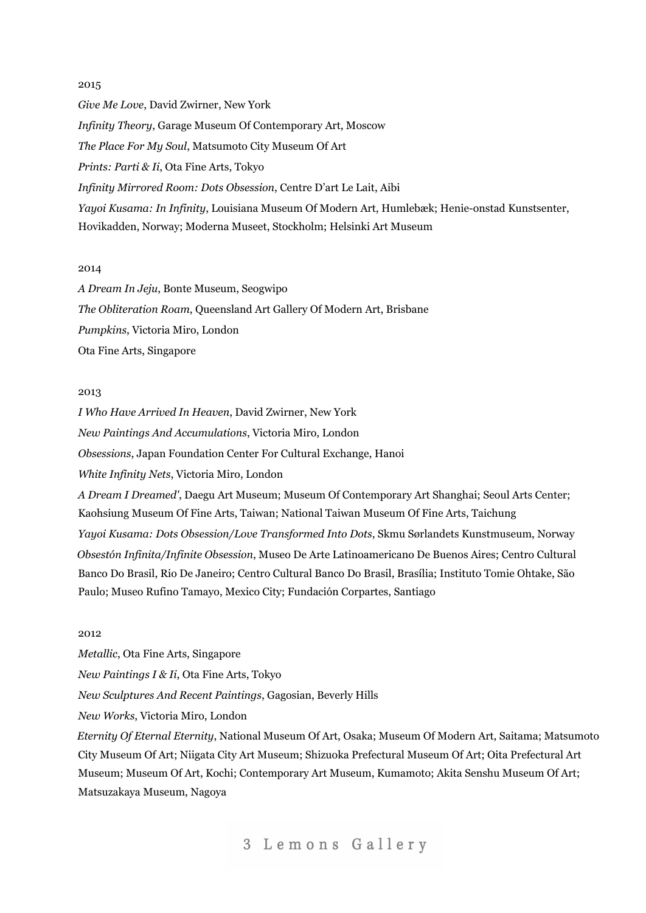2015

*Give Me Love*, David Zwirner, New York

*Infinity Theory*, Garage Museum Of Contemporary Art, Moscow

*The Place For My Soul*, Matsumoto City Museum Of Art

*Prints: Parti & Ii*, Ota Fine Arts, Tokyo

*Infinity Mirrored Room: Dots Obsession*, Centre D'art Le Lait, Aibi

*Yayoi Kusama: In Infinity*, Louisiana Museum Of Modern Art, Humlebæk; Henie-onstad Kunstsenter, Hovikadden, Norway; Moderna Museet, Stockholm; Helsinki Art Museum

2014

*A Dream In Jeju*, Bonte Museum, Seogwipo

*The Obliteration Roam*, Queensland Art Gallery Of Modern Art, Brisbane

*Pumpkins*, Victoria Miro, London

Ota Fine Arts, Singapore

2013

*I Who Have Arrived In Heaven*, David Zwirner, New York

*New Paintings And Accumulations*, Victoria Miro, London

*Obsessions*, Japan Foundation Center For Cultural Exchange, Hanoi

*White Infinity Nets*, Victoria Miro, London

*A Dream I Dreamed'*, Daegu Art Museum; Museum Of Contemporary Art Shanghai; Seoul Arts Center; Kaohsiung Museum Of Fine Arts, Taiwan; National Taiwan Museum Of Fine Arts, Taichung

*Yayoi Kusama: Dots Obsession/Love Transformed Into Dots*, Skmu Sørlandets Kunstmuseum, Norway

*Obsestón Infinita/Infinite Obsession*, Museo De Arte Latinoamericano De Buenos Aires; Centro Cultural Banco Do Brasil, Rio De Janeiro; Centro Cultural Banco Do Brasil, Brasília; Instituto Tomie Ohtake, São Paulo; Museo Rufino Tamayo, Mexico City; Fundación Corpartes, Santiago

2012

*Metallic*, Ota Fine Arts, Singapore

*New Paintings I & Ii*, Ota Fine Arts, Tokyo

*New Sculptures And Recent Paintings*, Gagosian, Beverly Hills

*New Works*, Victoria Miro, London

*Eternity Of Eternal Eternity*, National Museum Of Art, Osaka; Museum Of Modern Art, Saitama; Matsumoto City Museum Of Art; Niigata City Art Museum; Shizuoka Prefectural Museum Of Art; Oita Prefectural Art Museum; Museum Of Art, Kochi; Contemporary Art Museum, Kumamoto; Akita Senshu Museum Of Art; Matsuzakaya Museum, Nagoya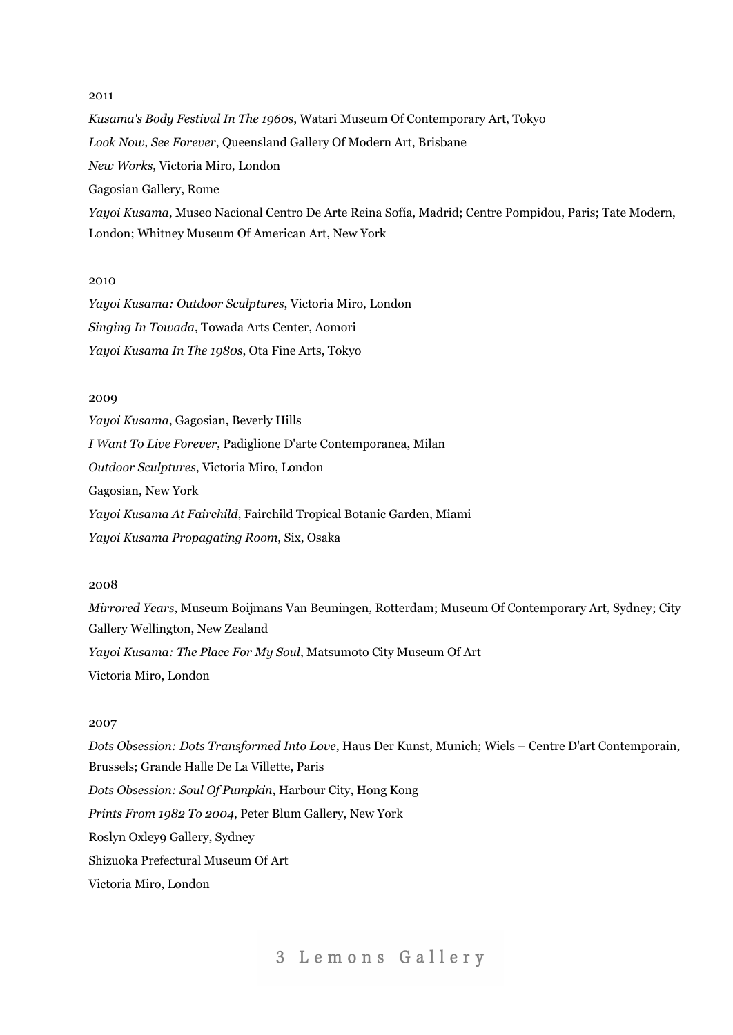2011

*Kusama's Body Festival In The 1960s*, Watari Museum Of Contemporary Art, Tokyo

*Look Now, See Forever*, Queensland Gallery Of Modern Art, Brisbane

*New Works*, Victoria Miro, London

Gagosian Gallery, Rome

*Yayoi Kusama*, Museo Nacional Centro De Arte Reina Sofía, Madrid; Centre Pompidou, Paris; Tate Modern, London; Whitney Museum Of American Art, New York

2010

*Yayoi Kusama: Outdoor Sculptures*, Victoria Miro, London

*Singing In Towada*, Towada Arts Center, Aomori

*Yayoi Kusama In The 1980s*, Ota Fine Arts, Tokyo

2009

*Yayoi Kusama*, Gagosian, Beverly Hills

*I Want To Live Forever*, Padiglione D'arte Contemporanea, Milan

*Outdoor Sculptures*, Victoria Miro, London

Gagosian, New York

*Yayoi Kusama At Fairchild*, Fairchild Tropical Botanic Garden, Miami

*Yayoi Kusama Propagating Room*, Six, Osaka

2008

*Mirrored Years*, Museum Boijmans Van Beuningen, Rotterdam; Museum Of Contemporary Art, Sydney; City Gallery Wellington, New Zealand

*Yayoi Kusama: The Place For My Soul*, Matsumoto City Museum Of Art

Victoria Miro, London

2007

*Dots Obsession: Dots Transformed Into Love*, Haus Der Kunst, Munich; Wiels – Centre D'art Contemporain, Brussels; Grande Halle De La Villette, Paris

*Dots Obsession: Soul Of Pumpkin*, Harbour City, Hong Kong

*Prints From 1982 To 2004*, Peter Blum Gallery, New York

Roslyn Oxley9 Gallery, Sydney

Shizuoka Prefectural Museum Of Art

Victoria Miro, London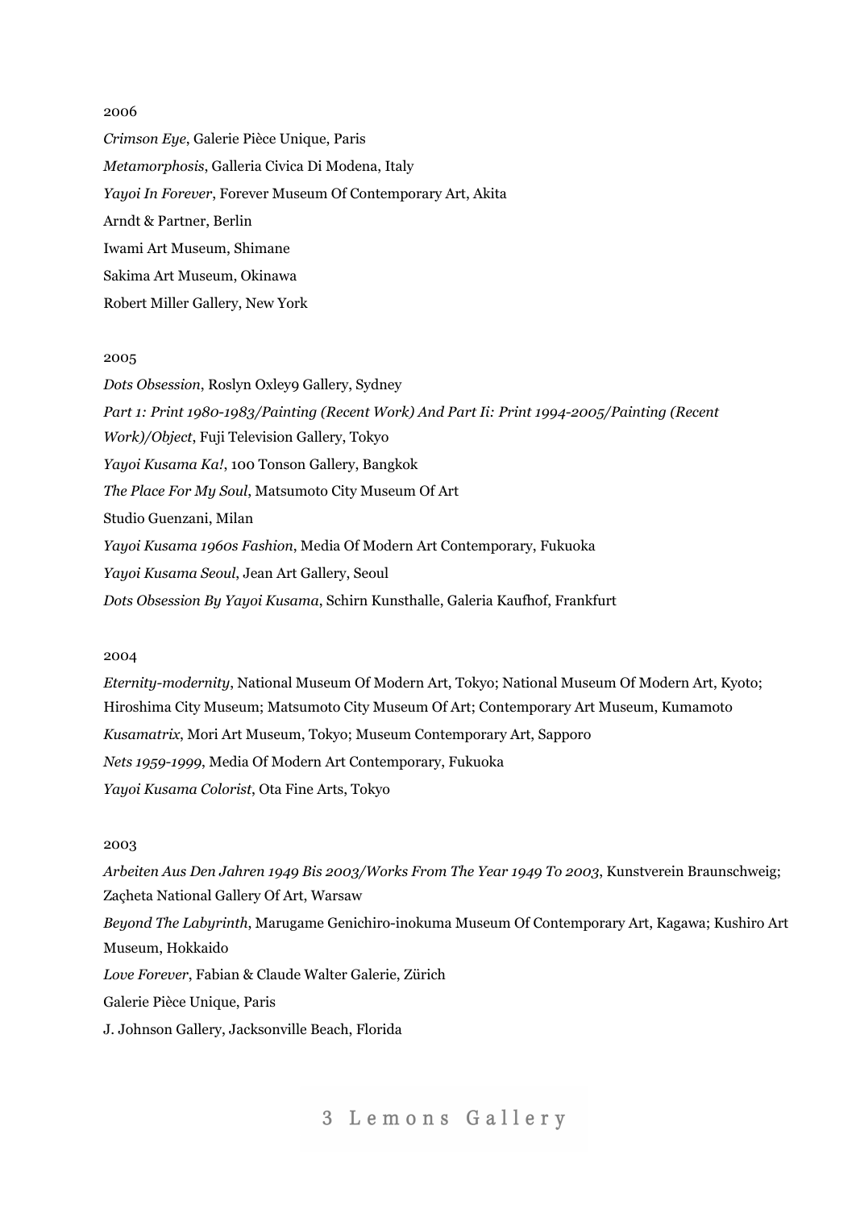2006

*Crimson Eye*, Galerie Pièce Unique, Paris

*Metamorphosis*, Galleria Civica Di Modena, Italy

*Yayoi In Forever*, Forever Museum Of Contemporary Art, Akita

Arndt & Partner, Berlin

Iwami Art Museum, Shimane

Sakima Art Museum, Okinawa

Robert Miller Gallery, New York

2005

*Dots Obsession*, Roslyn Oxley9 Gallery, Sydney

*Part 1: Print 1980-1983/Painting (Recent Work) And Part Ii: Print 1994-2005/Painting (Recent Work)/Object*, Fuji Television Gallery, Tokyo

*Yayoi Kusama Ka!*, 100 Tonson Gallery, Bangkok

*The Place For My Soul*, Matsumoto City Museum Of Art

Studio Guenzani, Milan

*Yayoi Kusama 1960s Fashion*, Media Of Modern Art Contemporary, Fukuoka

*Yayoi Kusama Seoul*, Jean Art Gallery, Seoul

*Dots Obsession By Yayoi Kusama*, Schirn Kunsthalle, Galeria Kaufhof, Frankfurt

2004

*Eternity-modernity*, National Museum Of Modern Art, Tokyo; National Museum Of Modern Art, Kyoto; Hiroshima City Museum; Matsumoto City Museum Of Art; Contemporary Art Museum, Kumamoto

*Kusamatrix*, Mori Art Museum, Tokyo; Museum Contemporary Art, Sapporo

*Nets 1959-1999*, Media Of Modern Art Contemporary, Fukuoka

*Yayoi Kusama Colorist*, Ota Fine Arts, Tokyo

2003

*Arbeiten Aus Den Jahren 1949 Bis 2003/Works From The Year 1949 To 2003*, Kunstverein Braunschweig; Zaçheta National Gallery Of Art, Warsaw

*Beyond The Labyrinth*, Marugame Genichiro-inokuma Museum Of Contemporary Art, Kagawa; Kushiro Art Museum, Hokkaido

*Love Forever*, Fabian & Claude Walter Galerie, Zürich

Galerie Pièce Unique, Paris

J. Johnson Gallery, Jacksonville Beach, Florida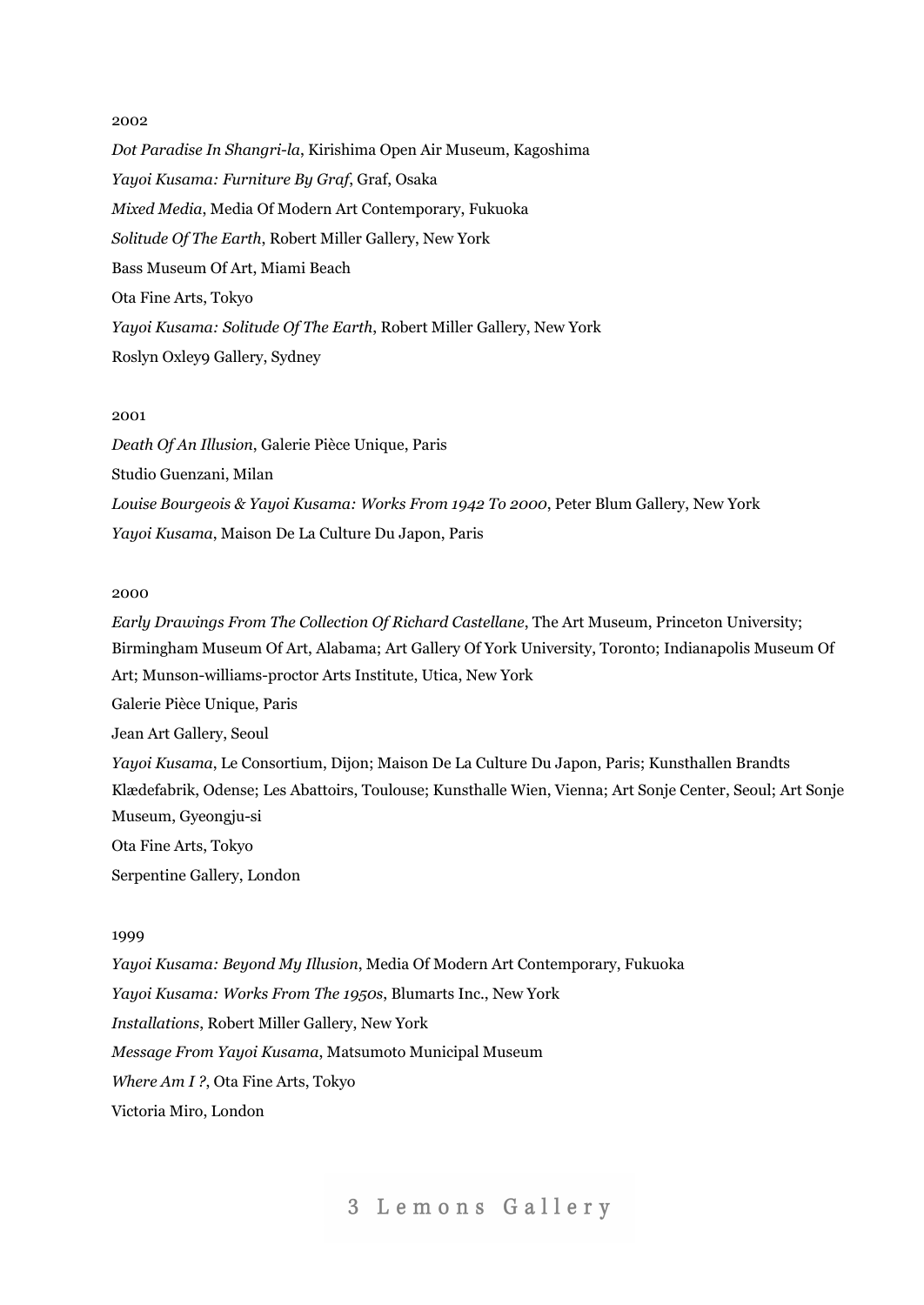2002

*Dot Paradise In Shangri-la*, Kirishima Open Air Museum, Kagoshima

*Yayoi Kusama: Furniture By Graf*, Graf, Osaka

*Mixed Media*, Media Of Modern Art Contemporary, Fukuoka

*Solitude Of The Earth*, Robert Miller Gallery, New York

Bass Museum Of Art, Miami Beach

Ota Fine Arts, Tokyo

*Yayoi Kusama: Solitude Of The Earth*, Robert Miller Gallery, New York

Roslyn Oxley9 Gallery, Sydney

2001

*Death Of An Illusion*, Galerie Pièce Unique, Paris

Studio Guenzani, Milan

*Louise Bourgeois & Yayoi Kusama: Works From 1942 To 2000*, Peter Blum Gallery, New York

*Yayoi Kusama*, Maison De La Culture Du Japon, Paris

2000

*Early Drawings From The Collection Of Richard Castellane*, The Art Museum, Princeton University; Birmingham Museum Of Art, Alabama; Art Gallery Of York University, Toronto; Indianapolis Museum Of Art; Munson-williams-proctor Arts Institute, Utica, New York

Galerie Pièce Unique, Paris

Jean Art Gallery, Seoul

*Yayoi Kusama*, Le Consortium, Dijon; Maison De La Culture Du Japon, Paris; Kunsthallen Brandts Klædefabrik, Odense; Les Abattoirs, Toulouse; Kunsthalle Wien, Vienna; Art Sonje Center, Seoul; Art Sonje Museum, Gyeongju-si

Ota Fine Arts, Tokyo

Serpentine Gallery, London

1999

*Yayoi Kusama: Beyond My Illusion*, Media Of Modern Art Contemporary, Fukuoka

*Yayoi Kusama: Works From The 1950s*, Blumarts Inc., New York

*Installations*, Robert Miller Gallery, New York

*Message From Yayoi Kusama*, Matsumoto Municipal Museum

*Where Am I ?*, Ota Fine Arts, Tokyo

Victoria Miro, London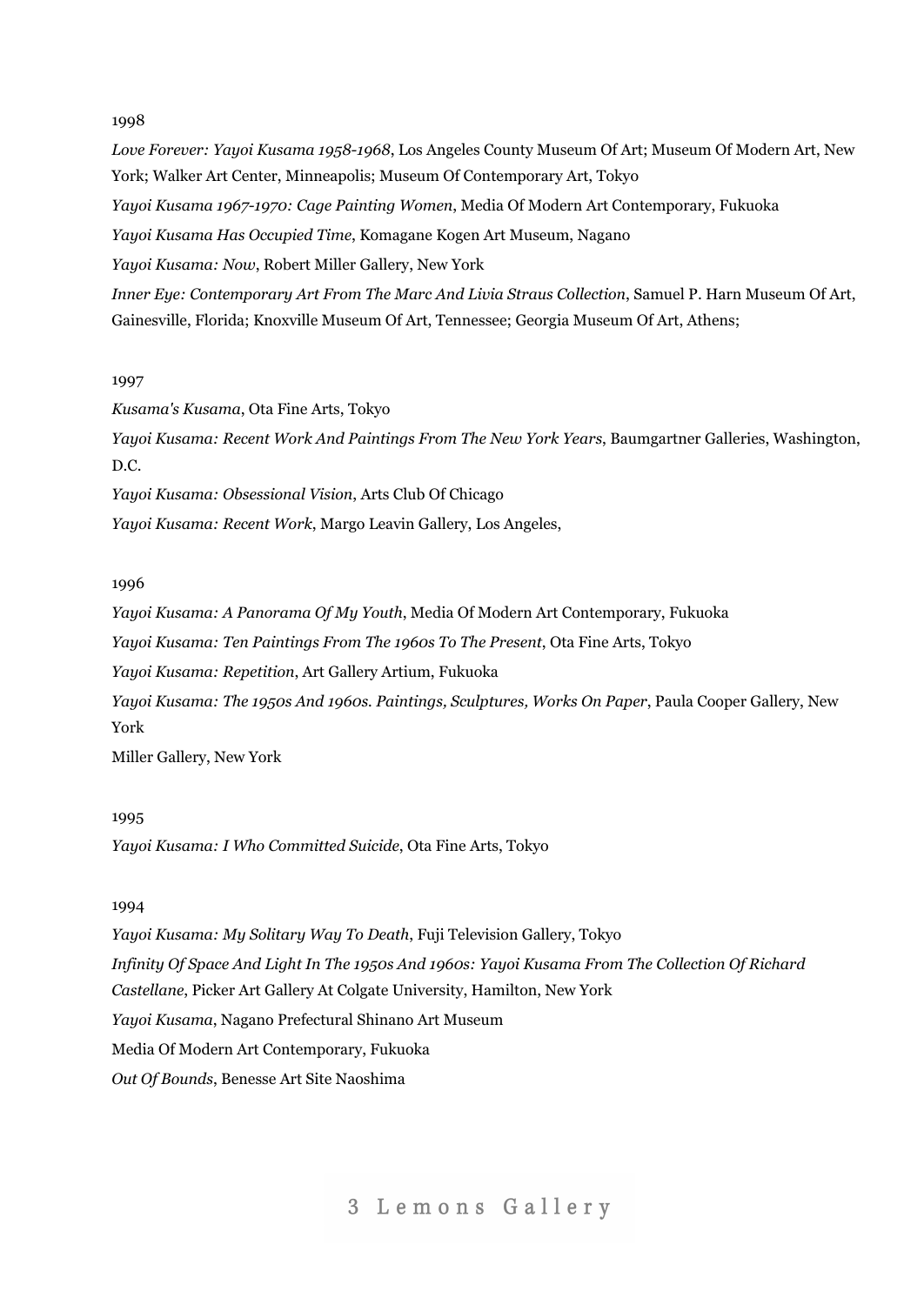1998

*Love Forever: Yayoi Kusama 1958-1968*, Los Angeles County Museum Of Art; Museum Of Modern Art, New York; Walker Art Center, Minneapolis; Museum Of Contemporary Art, Tokyo

*Yayoi Kusama 1967-1970: Cage Painting Women*, Media Of Modern Art Contemporary, Fukuoka

*Yayoi Kusama Has Occupied Time*, Komagane Kogen Art Museum, Nagano

*Yayoi Kusama: Now*, Robert Miller Gallery, New York

*Inner Eye: Contemporary Art From The Marc And Livia Straus Collection*, Samuel P. Harn Museum Of Art, Gainesville, Florida; Knoxville Museum Of Art, Tennessee; Georgia Museum Of Art, Athens;

1997

*Kusama's Kusama*, Ota Fine Arts, Tokyo

*Yayoi Kusama: Recent Work And Paintings From The New York Years*, Baumgartner Galleries, Washington, D.C.

*Yayoi Kusama: Obsessional Vision*, Arts Club Of Chicago

*Yayoi Kusama: Recent Work*, Margo Leavin Gallery, Los Angeles,

1996

*Yayoi Kusama: A Panorama Of My Youth*, Media Of Modern Art Contemporary, Fukuoka

*Yayoi Kusama: Ten Paintings From The 1960s To The Present*, Ota Fine Arts, Tokyo

*Yayoi Kusama: Repetition*, Art Gallery Artium, Fukuoka

*Yayoi Kusama: The 1950s And 1960s. Paintings, Sculptures, Works On Paper*, Paula Cooper Gallery, New York

Miller Gallery, New York

1995

*Yayoi Kusama: I Who Committed Suicide*, Ota Fine Arts, Tokyo

1994

*Yayoi Kusama: My Solitary Way To Death*, Fuji Television Gallery, Tokyo

*Infinity Of Space And Light In The 1950s And 1960s: Yayoi Kusama From The Collection Of Richard Castellane*, Picker Art Gallery At Colgate University, Hamilton, New York

*Yayoi Kusama*, Nagano Prefectural Shinano Art Museum

Media Of Modern Art Contemporary, Fukuoka

*Out Of Bounds*, Benesse Art Site Naoshima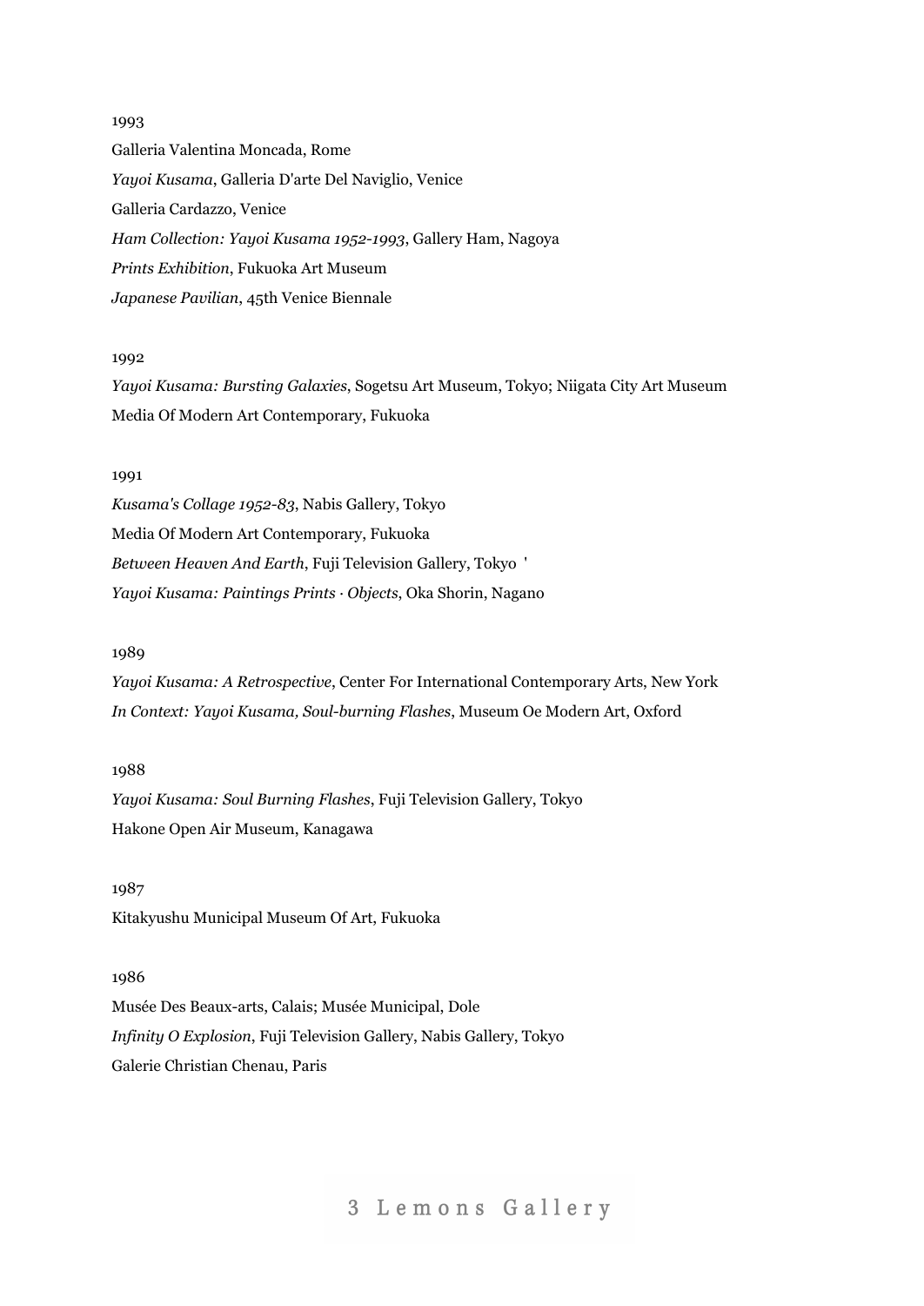1993

Galleria Valentina Moncada, Rome

*Yayoi Kusama*, Galleria D'arte Del Naviglio, Venice

Galleria Cardazzo, Venice

*Ham Collection: Yayoi Kusama 1952-1993*, Gallery Ham, Nagoya

*Prints Exhibition*, Fukuoka Art Museum

*Japanese Pavilian*, 45th Venice Biennale

1992

*Yayoi Kusama: Bursting Galaxies*, Sogetsu Art Museum, Tokyo; Niigata City Art Museum

Media Of Modern Art Contemporary, Fukuoka

1991

*Kusama's Collage 1952-83*, Nabis Gallery, Tokyo

Media Of Modern Art Contemporary, Fukuoka

*Between Heaven And Earth*, Fuji Television Gallery, Tokyo '

*Yayoi Kusama: Paintings Prints · Objects*, Oka Shorin, Nagano

1989

*Yayoi Kusama: A Retrospective*, Center For International Contemporary Arts, New York

*In Context: Yayoi Kusama, Soul-burning Flashes*, Museum Oe Modern Art, Oxford

1988

*Yayoi Kusama: Soul Burning Flashes*, Fuji Television Gallery, Tokyo

Hakone Open Air Museum, Kanagawa

1987

Kitakyushu Municipal Museum Of Art, Fukuoka

1986

Musée Des Beaux-arts, Calais; Musée Municipal, Dole

*Infinity O Explosion*, Fuji Television Gallery, Nabis Gallery, Tokyo

Galerie Christian Chenau, Paris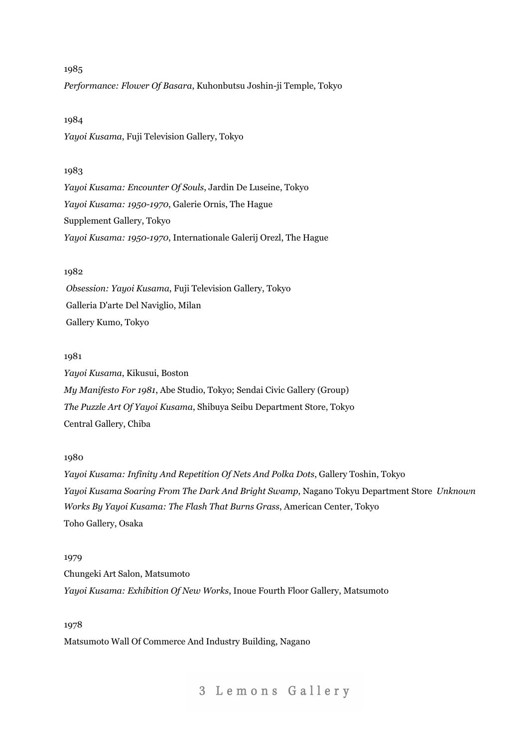1985

*Performance: Flower Of Basara*, Kuhonbutsu Joshin-ji Temple, Tokyo

1984

*Yayoi Kusama*, Fuji Television Gallery, Tokyo

1983

*Yayoi Kusama: Encounter Of Souls*, Jardin De Luseine, Tokyo

*Yayoi Kusama: 1950-1970*, Galerie Ornis, The Hague

Supplement Gallery, Tokyo

*Yayoi Kusama: 1950-1970*, Internationale Galerij Orezl, The Hague

1982

*Obsession: Yayoi Kusama*, Fuji Television Gallery, Tokyo

Galleria D'arte Del Naviglio, Milan

Gallery Kumo, Tokyo

1981

*Yayoi Kusama*, Kikusui, Boston

*My Manifesto For 1981*, Abe Studio, Tokyo; Sendai Civic Gallery (Group)

*The Puzzle Art Of Yayoi Kusama*, Shibuya Seibu Department Store, Tokyo

Central Gallery, Chiba

1980

*Yayoi Kusama: Infinity And Repetition Of Nets And Polka Dots*, Gallery Toshin, Tokyo

*Yayoi Kusama Soaring From The Dark And Bright Swamp*, Nagano Tokyu Department Store *Unknown Works By Yayoi Kusama: The Flash That Burns Grass*, American Center, Tokyo

Toho Gallery, Osaka

1979

Chungeki Art Salon, Matsumoto

*Yayoi Kusama: Exhibition Of New Works*, Inoue Fourth Floor Gallery, Matsumoto

1978

Matsumoto Wall Of Commerce And Industry Building, Nagano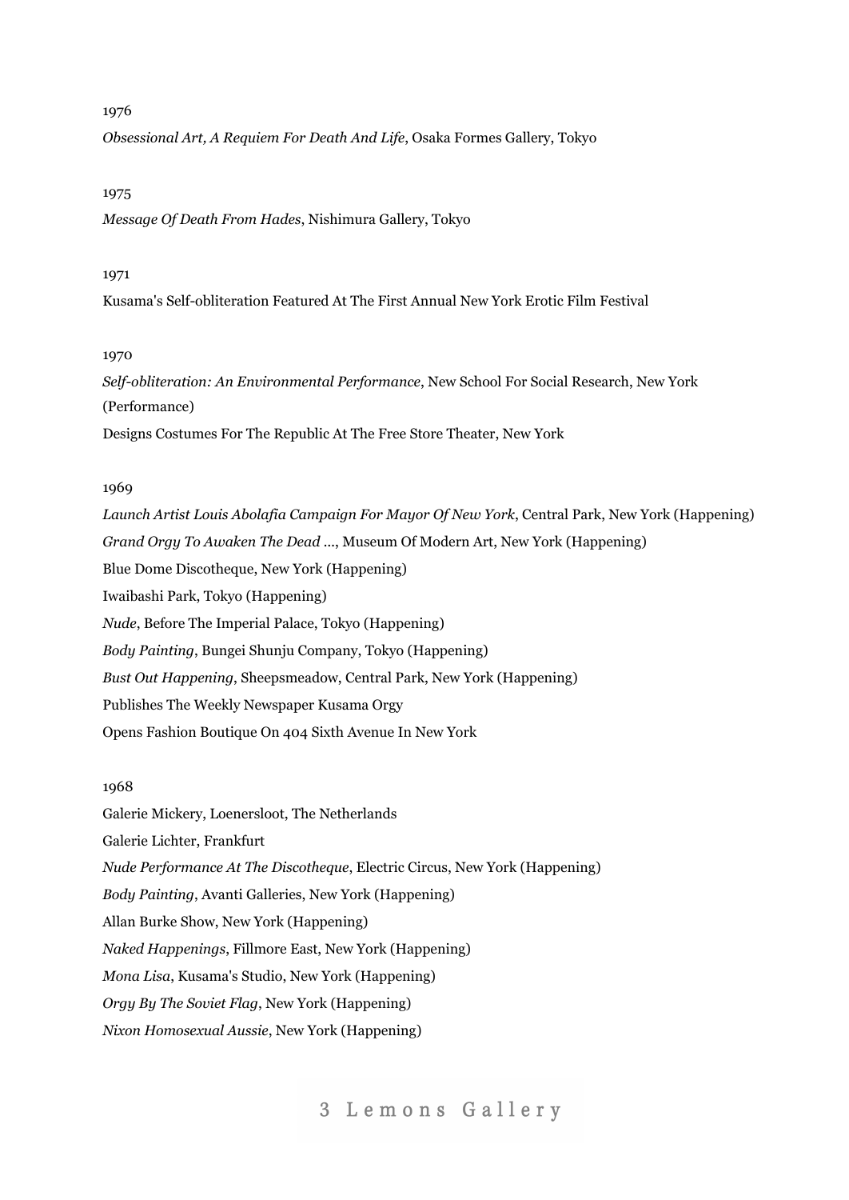1976

*Obsessional Art, A Requiem For Death And Life*, Osaka Formes Gallery, Tokyo

1975

*Message Of Death From Hades*, Nishimura Gallery, Tokyo

1971

Kusama's Self-obliteration Featured At The First Annual New York Erotic Film Festival

1970

*Self-obliteration: An Environmental Performance*, New School For Social Research, New York (Performance)

Designs Costumes For The Republic At The Free Store Theater, New York

1969

*Launch Artist Louis Abolafia Campaign For Mayor Of New York*, Central Park, New York (Happening)

*Grand Orgy To Awaken The Dead ...*, Museum Of Modern Art, New York (Happening)

Blue Dome Discotheque, New York (Happening)

Iwaibashi Park, Tokyo (Happening)

*Nude*, Before The Imperial Palace, Tokyo (Happening)

*Body Painting*, Bungei Shunju Company, Tokyo (Happening)

*Bust Out Happening*, Sheepsmeadow, Central Park, New York (Happening)

Publishes The Weekly Newspaper Kusama Orgy

Opens Fashion Boutique On 404 Sixth Avenue In New York

1968

Galerie Mickery, Loenersloot, The Netherlands

Galerie Lichter, Frankfurt

*Nude Performance At The Discotheque*, Electric Circus, New York (Happening)

*Body Painting*, Avanti Galleries, New York (Happening)

Allan Burke Show, New York (Happening)

*Naked Happenings*, Fillmore East, New York (Happening)

*Mona Lisa*, Kusama's Studio, New York (Happening)

*Orgy By The Soviet Flag*, New York (Happening)

*Nixon Homosexual Aussie*, New York (Happening)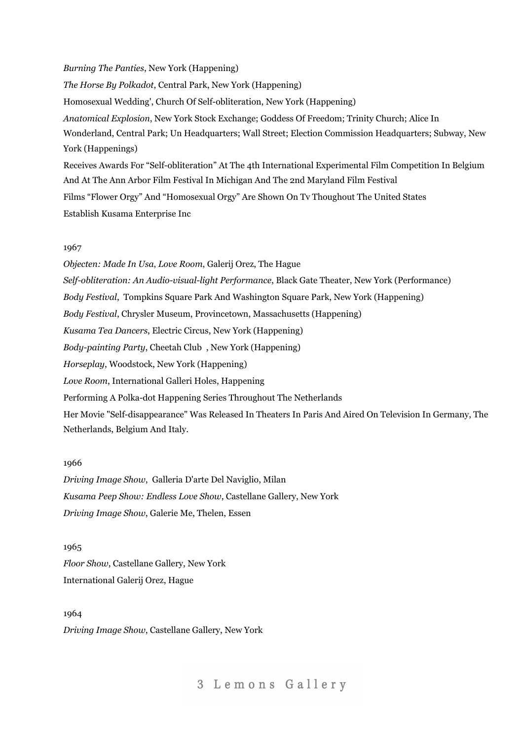*Burning The Panties*, New York (Happening)

*The Horse By Polkadot*, Central Park, New York (Happening)

Homosexual Wedding', Church Of Self-obliteration, New York (Happening)

*Anatomical Explosion*, New York Stock Exchange; Goddess Of Freedom; Trinity Church; Alice In Wonderland, Central Park; Un Headquarters; Wall Street; Election Commission Headquarters; Subway, New York (Happenings)

Receives Awards For "Self-obliteration" At The 4th International Experimental Film Competition In Belgium And At The Ann Arbor Film Festival In Michigan And The 2nd Maryland Film Festival

Films "Flower Orgy" And "Homosexual Orgy" Are Shown On Tv Thoughout The United States

Establish Kusama Enterprise Inc

1967

*Objecten: Made In Usa*, *Love Room*, Galerij Orez, The Hague

*Self-obliteration: An Audio-visual-light Performance*, Black Gate Theater, New York (Performance)

*Body Festival*, Tompkins Square Park And Washington Square Park, New York (Happening)

*Body Festival*, Chrysler Museum, Provincetown, Massachusetts (Happening)

*Kusama Tea Dancers*, Electric Circus, New York (Happening)

*Body-painting Party*, Cheetah Club , New York (Happening)

*Horseplay*, Woodstock, New York (Happening)

*Love Room*, International Galleri Holes, Happening

Performing A Polka-dot Happening Series Throughout The Netherlands

Her Movie "Self-disappearance" Was Released In Theaters In Paris And Aired On Television In Germany, The Netherlands, Belgium And Italy.

1966

*Driving Image Show*, Galleria D'arte Del Naviglio, Milan

*Kusama Peep Show: Endless Love Show*, Castellane Gallery, New York

*Driving Image Show*, Galerie Me, Thelen, Essen

1965

*Floor Show*, Castellane Gallery, New York

International Galerij Orez, Hague

1964

*Driving Image Show*, Castellane Gallery, New York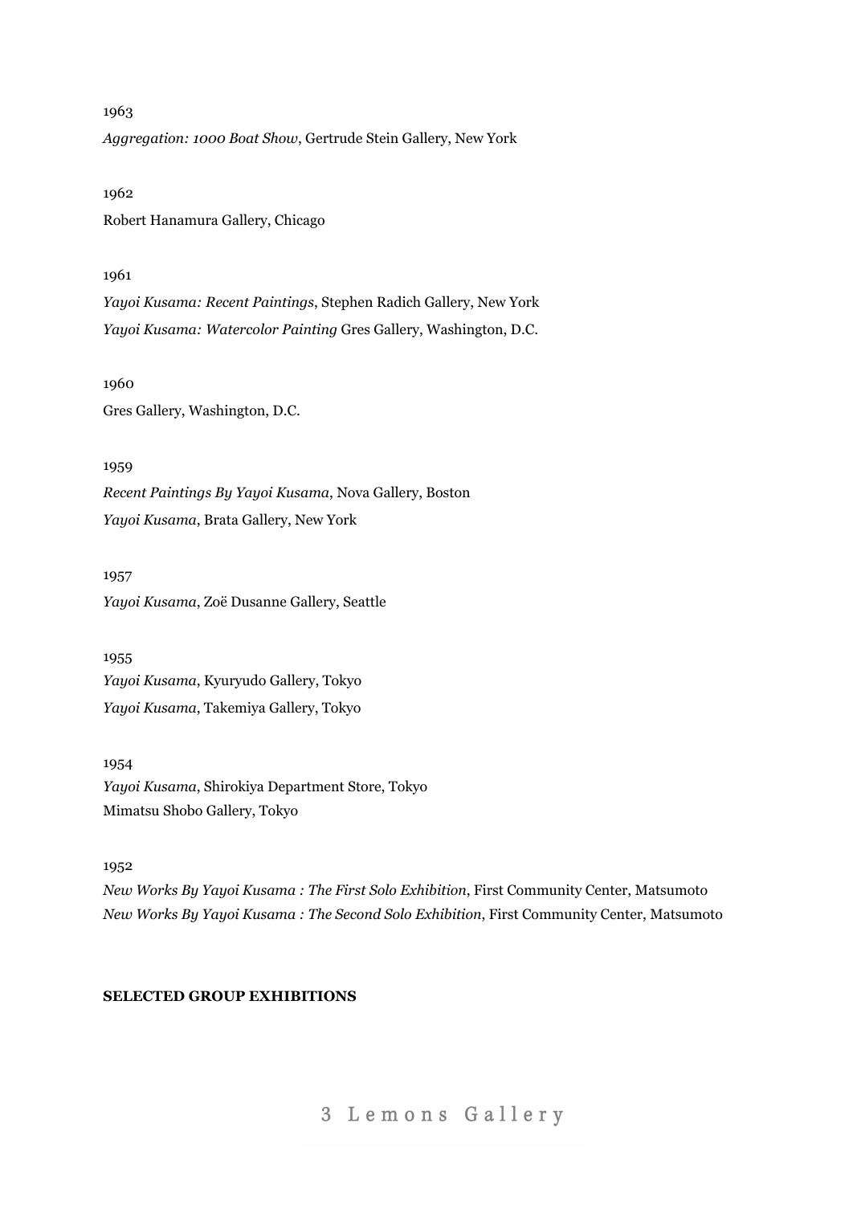1963

*Aggregation: 1000 Boat Show*, Gertrude Stein Gallery, New York

1962

Robert Hanamura Gallery, Chicago

1961

*Yayoi Kusama: Recent Paintings*, Stephen Radich Gallery, New York
*Yayoi Kusama: Watercolor Painting* Gres Gallery, Washington, D.C.

1960

Gres Gallery, Washington, D.C.

1959

*Recent Paintings By Yayoi Kusama*, Nova Gallery, Boston
*Yayoi Kusama*, Brata Gallery, New York

1957

*Yayoi Kusama*, Zoë Dusanne Gallery, Seattle

1955

*Yayoi Kusama*, Kyuryudo Gallery, Tokyo
*Yayoi Kusama*, Takemiya Gallery, Tokyo

1954

*Yayoi Kusama*, Shirokiya Department Store, Tokyo
Mimatsu Shobo Gallery, Tokyo

1952

*New Works By Yayoi Kusama : The First Solo Exhibition*, First Community Center, Matsumoto
*New Works By Yayoi Kusama : The Second Solo Exhibition*, First Community Center, Matsumoto

**SELECTED GROUP EXHIBITIONS**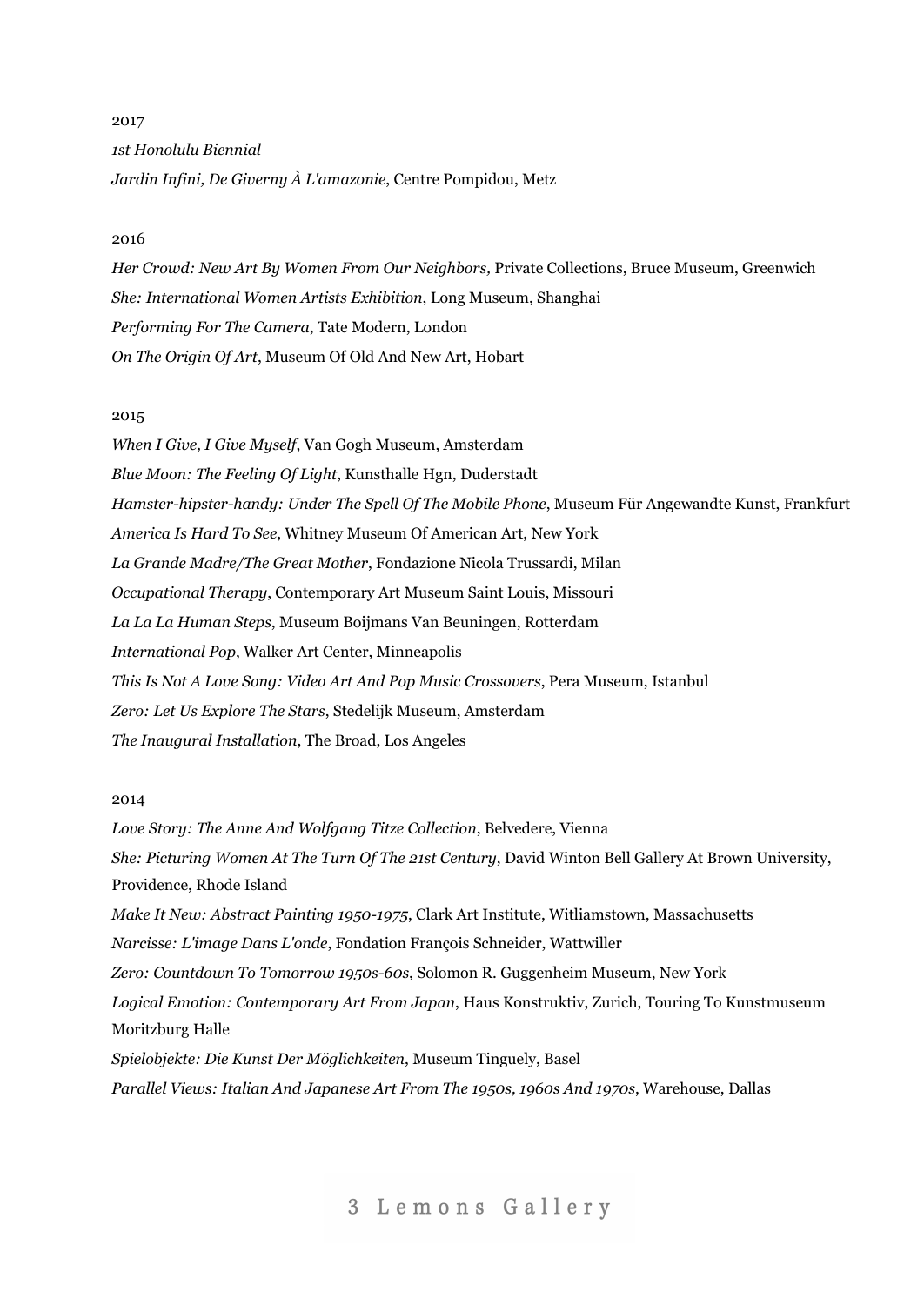2017

*1st Honolulu Biennial*

*Jardin Infini, De Giverny À L'amazonie*, Centre Pompidou, Metz

2016

*Her Crowd: New Art By Women From Our Neighbors,* Private Collections, Bruce Museum, Greenwich

*She: International Women Artists Exhibition*, Long Museum, Shanghai

*Performing For The Camera*, Tate Modern, London

*On The Origin Of Art*, Museum Of Old And New Art, Hobart

2015

*When I Give, I Give Myself*, Van Gogh Museum, Amsterdam

*Blue Moon: The Feeling Of Light*, Kunsthalle Hgn, Duderstadt

*Hamster-hipster-handy: Under The Spell Of The Mobile Phone*, Museum Für Angewandte Kunst, Frankfurt

*America Is Hard To See*, Whitney Museum Of American Art, New York

*La Grande Madre/The Great Mother*, Fondazione Nicola Trussardi, Milan

*Occupational Therapy*, Contemporary Art Museum Saint Louis, Missouri

*La La La Human Steps*, Museum Boijmans Van Beuningen, Rotterdam

*International Pop*, Walker Art Center, Minneapolis

*This Is Not A Love Song: Video Art And Pop Music Crossovers*, Pera Museum, Istanbul

*Zero: Let Us Explore The Stars*, Stedelijk Museum, Amsterdam

*The Inaugural Installation*, The Broad, Los Angeles

2014

*Love Story: The Anne And Wolfgang Titze Collection*, Belvedere, Vienna

*She: Picturing Women At The Turn Of The 21st Century*, David Winton Bell Gallery At Brown University, Providence, Rhode Island

*Make It New: Abstract Painting 1950-1975*, Clark Art Institute, Witliamstown, Massachusetts

*Narcisse: L'image Dans L'onde*, Fondation François Schneider, Wattwiller

*Zero: Countdown To Tomorrow 1950s-60s*, Solomon R. Guggenheim Museum, New York

*Logical Emotion: Contemporary Art From Japan*, Haus Konstruktiv, Zurich, Touring To Kunstmuseum Moritzburg Halle

*Spielobjekte: Die Kunst Der Möglichkeiten*, Museum Tinguely, Basel

*Parallel Views: Italian And Japanese Art From The 1950s, 1960s And 1970s*, Warehouse, Dallas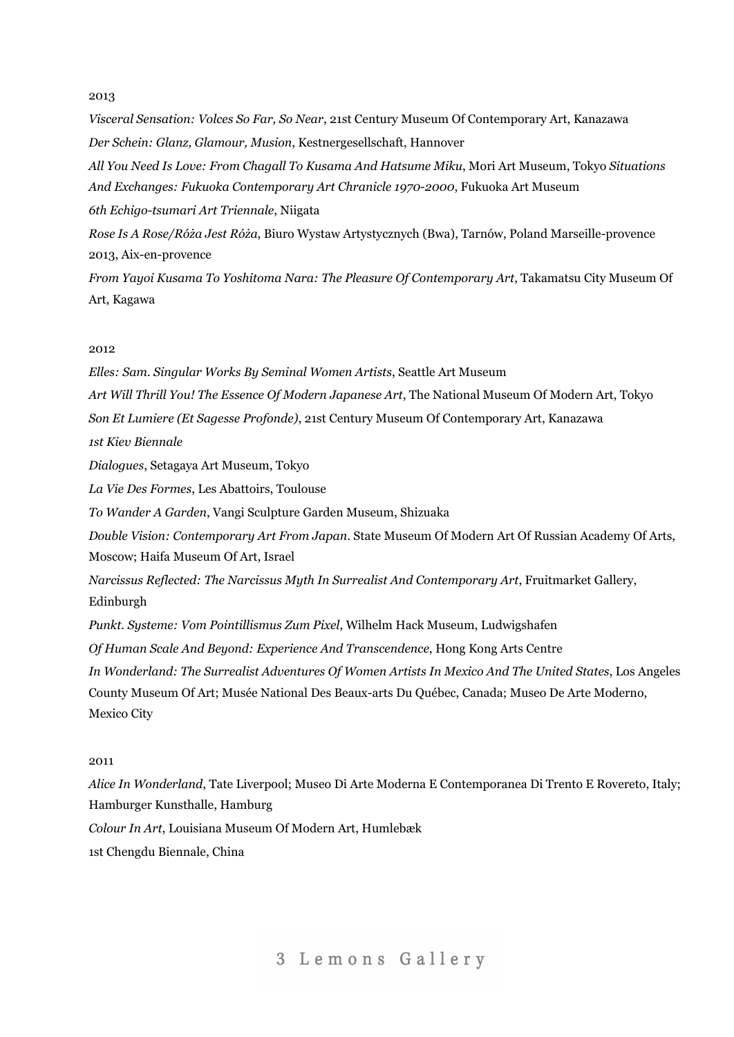2013

*Visceral Sensation: Volces So Far, So Near*, 21st Century Museum Of Contemporary Art, Kanazawa

*Der Schein: Glanz, Glamour, Musion*, Kestnergesellschaft, Hannover

*All You Need Is Love: From Chagall To Kusama And Hatsume Miku*, Mori Art Museum, Tokyo *Situations And Exchanges: Fukuoka Contemporary Art Chranicle 1970-2000*, Fukuoka Art Museum

*6th Echigo-tsumari Art Triennale*, Niigata

*Rose Is A Rose/Róża Jest Róża*, Biuro Wystaw Artystycznych (Bwa), Tarnów, Poland Marseille-provence 2013, Aix-en-provence

*From Yayoi Kusama To Yoshitoma Nara: The Pleasure Of Contemporary Art*, Takamatsu City Museum Of Art, Kagawa

2012

*Elles: Sam. Singular Works By Seminal Women Artists*, Seattle Art Museum

*Art Will Thrill You! The Essence Of Modern Japanese Art*, The National Museum Of Modern Art, Tokyo

*Son Et Lumiere (Et Sagesse Profonde)*, 21st Century Museum Of Contemporary Art, Kanazawa

*1st Kiev Biennale*

*Dialogues*, Setagaya Art Museum, Tokyo

*La Vie Des Formes*, Les Abattoirs, Toulouse

*To Wander A Garden*, Vangi Sculpture Garden Museum, Shizuaka

*Double Vision: Contemporary Art From Japan*. State Museum Of Modern Art Of Russian Academy Of Arts, Moscow; Haifa Museum Of Art, Israel

*Narcissus Reflected: The Narcissus Myth In Surrealist And Contemporary Art*, Fruitmarket Gallery, Edinburgh

*Punkt. Systeme: Vom Pointillismus Zum Pixel*, Wilhelm Hack Museum, Ludwigshafen

*Of Human Scale And Beyond: Experience And Transcendence*, Hong Kong Arts Centre

*In Wonderland: The Surrealist Adventures Of Women Artists In Mexico And The United States*, Los Angeles County Museum Of Art; Musée National Des Beaux-arts Du Québec, Canada; Museo De Arte Moderno, Mexico City

2011

*Alice In Wonderland*, Tate Liverpool; Museo Di Arte Moderna E Contemporanea Di Trento E Rovereto, Italy; Hamburger Kunsthalle, Hamburg

*Colour In Art*, Louisiana Museum Of Modern Art, Humlebæk

1st Chengdu Biennale, China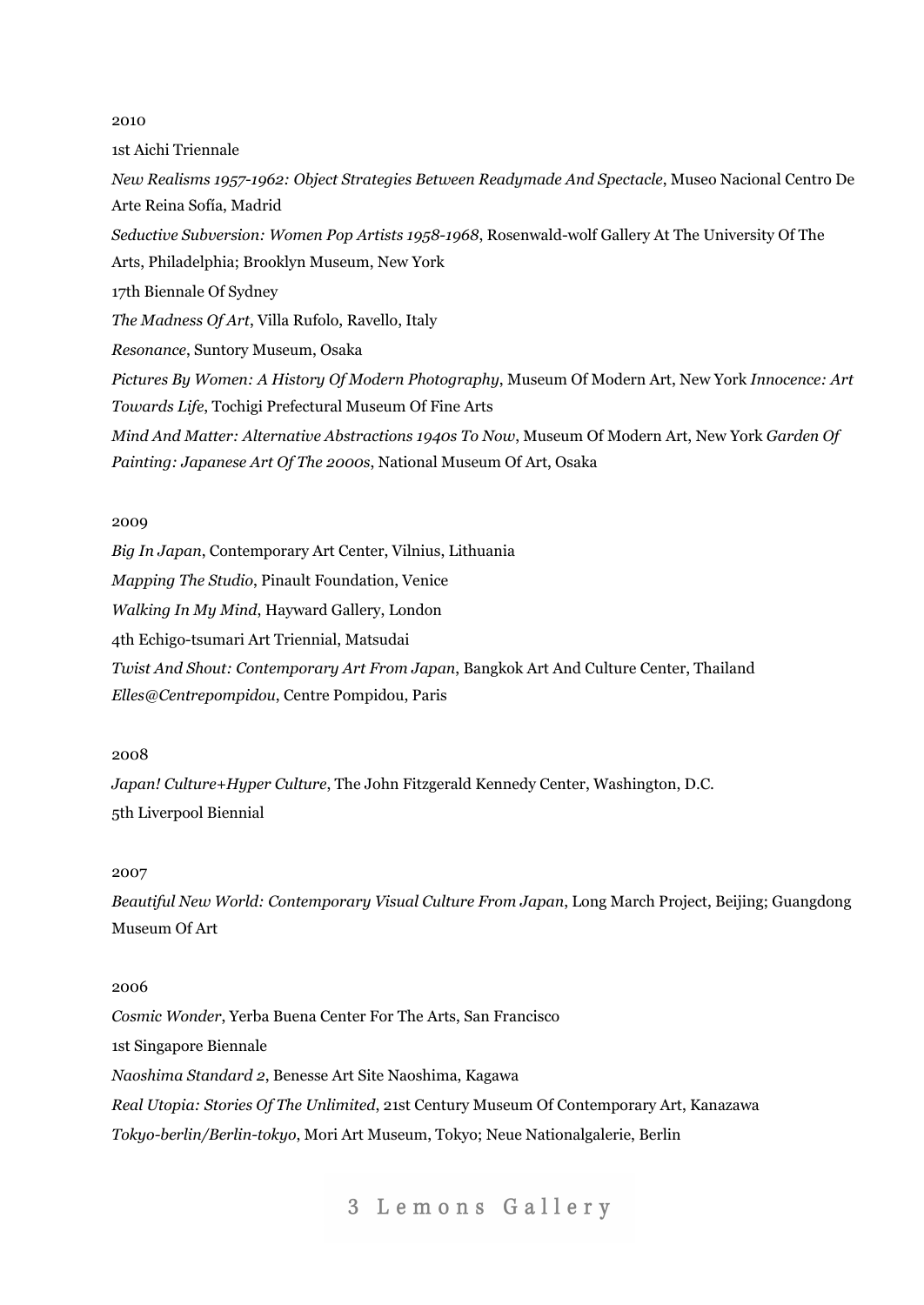2010

1st Aichi Triennale

*New Realisms 1957-1962: Object Strategies Between Readymade And Spectacle*, Museo Nacional Centro De Arte Reina Sofía, Madrid

*Seductive Subversion: Women Pop Artists 1958-1968*, Rosenwald-wolf Gallery At The University Of The Arts, Philadelphia; Brooklyn Museum, New York

17th Biennale Of Sydney

*The Madness Of Art*, Villa Rufolo, Ravello, Italy

*Resonance*, Suntory Museum, Osaka

*Pictures By Women: A History Of Modern Photography*, Museum Of Modern Art, New York *Innocence: Art Towards Life*, Tochigi Prefectural Museum Of Fine Arts

*Mind And Matter: Alternative Abstractions 1940s To Now*, Museum Of Modern Art, New York *Garden Of Painting: Japanese Art Of The 2000s*, National Museum Of Art, Osaka

2009

*Big In Japan*, Contemporary Art Center, Vilnius, Lithuania

*Mapping The Studio*, Pinault Foundation, Venice

*Walking In My Mind*, Hayward Gallery, London

4th Echigo-tsumari Art Triennial, Matsudai

*Twist And Shout: Contemporary Art From Japan*, Bangkok Art And Culture Center, Thailand

*Elles@Centrepompidou*, Centre Pompidou, Paris

2008

*Japan! Culture+Hyper Culture*, The John Fitzgerald Kennedy Center, Washington, D.C.

5th Liverpool Biennial

2007

*Beautiful New World: Contemporary Visual Culture From Japan*, Long March Project, Beijing; Guangdong Museum Of Art

2006

*Cosmic Wonder*, Yerba Buena Center For The Arts, San Francisco

1st Singapore Biennale

*Naoshima Standard 2*, Benesse Art Site Naoshima, Kagawa

*Real Utopia: Stories Of The Unlimited*, 21st Century Museum Of Contemporary Art, Kanazawa

*Tokyo-berlin/Berlin-tokyo*, Mori Art Museum, Tokyo; Neue Nationalgalerie, Berlin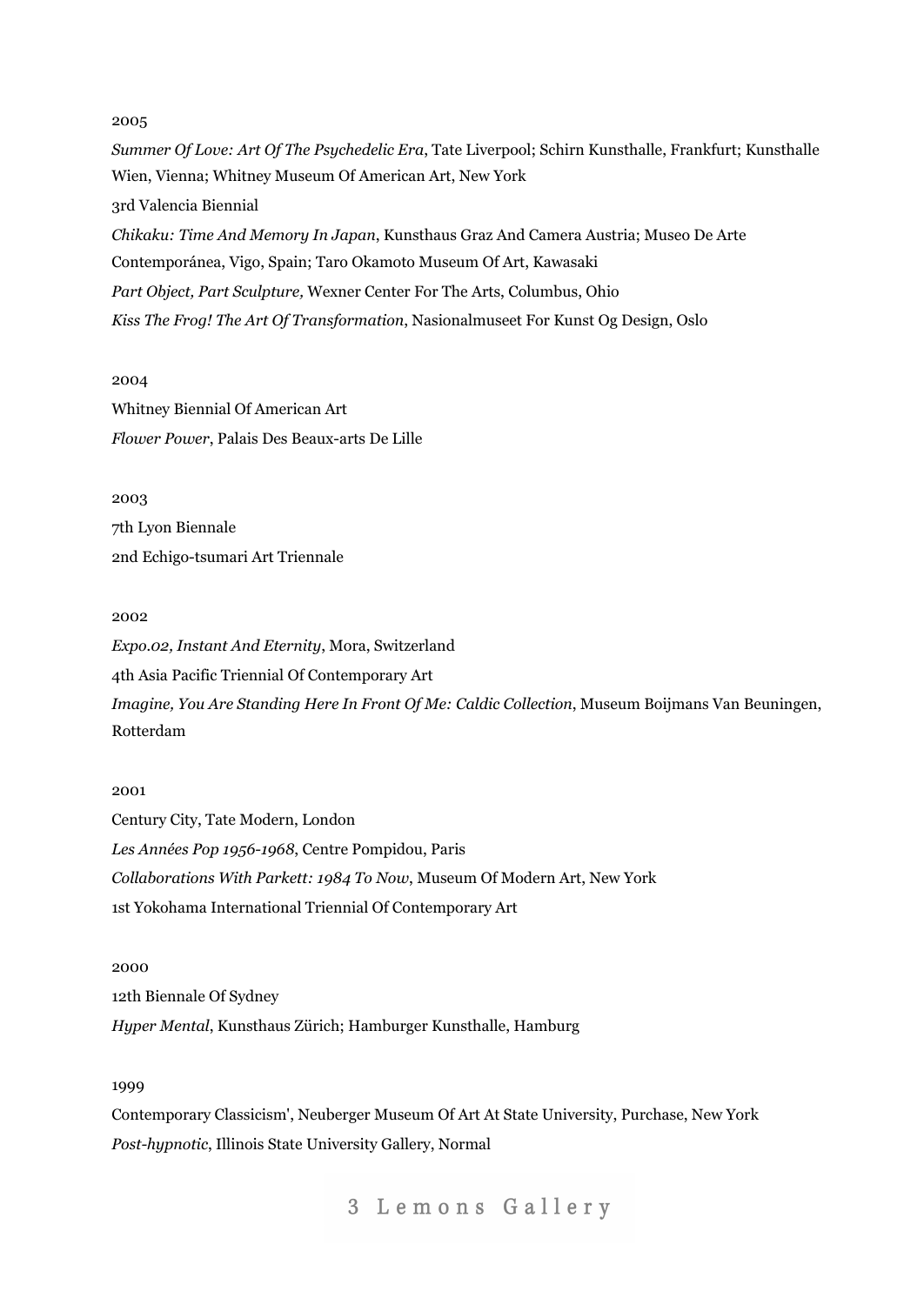2005

*Summer Of Love: Art Of The Psychedelic Era*, Tate Liverpool; Schirn Kunsthalle, Frankfurt; Kunsthalle Wien, Vienna; Whitney Museum Of American Art, New York

3rd Valencia Biennial

*Chikaku: Time And Memory In Japan*, Kunsthaus Graz And Camera Austria; Museo De Arte Contemporánea, Vigo, Spain; Taro Okamoto Museum Of Art, Kawasaki

*Part Object, Part Sculpture,* Wexner Center For The Arts, Columbus, Ohio

*Kiss The Frog! The Art Of Transformation*, Nasionalmuseet For Kunst Og Design, Oslo

2004

Whitney Biennial Of American Art

*Flower Power*, Palais Des Beaux-arts De Lille

2003

7th Lyon Biennale

2nd Echigo-tsumari Art Triennale

2002

*Expo.02, Instant And Eternity*, Mora, Switzerland

4th Asia Pacific Triennial Of Contemporary Art

*Imagine, You Are Standing Here In Front Of Me: Caldic Collection*, Museum Boijmans Van Beuningen, Rotterdam

2001

Century City, Tate Modern, London

*Les Années Pop 1956-1968*, Centre Pompidou, Paris

*Collaborations With Parkett: 1984 To Now*, Museum Of Modern Art, New York

1st Yokohama International Triennial Of Contemporary Art

2000

12th Biennale Of Sydney

*Hyper Mental*, Kunsthaus Zürich; Hamburger Kunsthalle, Hamburg

1999

Contemporary Classicism', Neuberger Museum Of Art At State University, Purchase, New York

*Post-hypnotic*, Illinois State University Gallery, Normal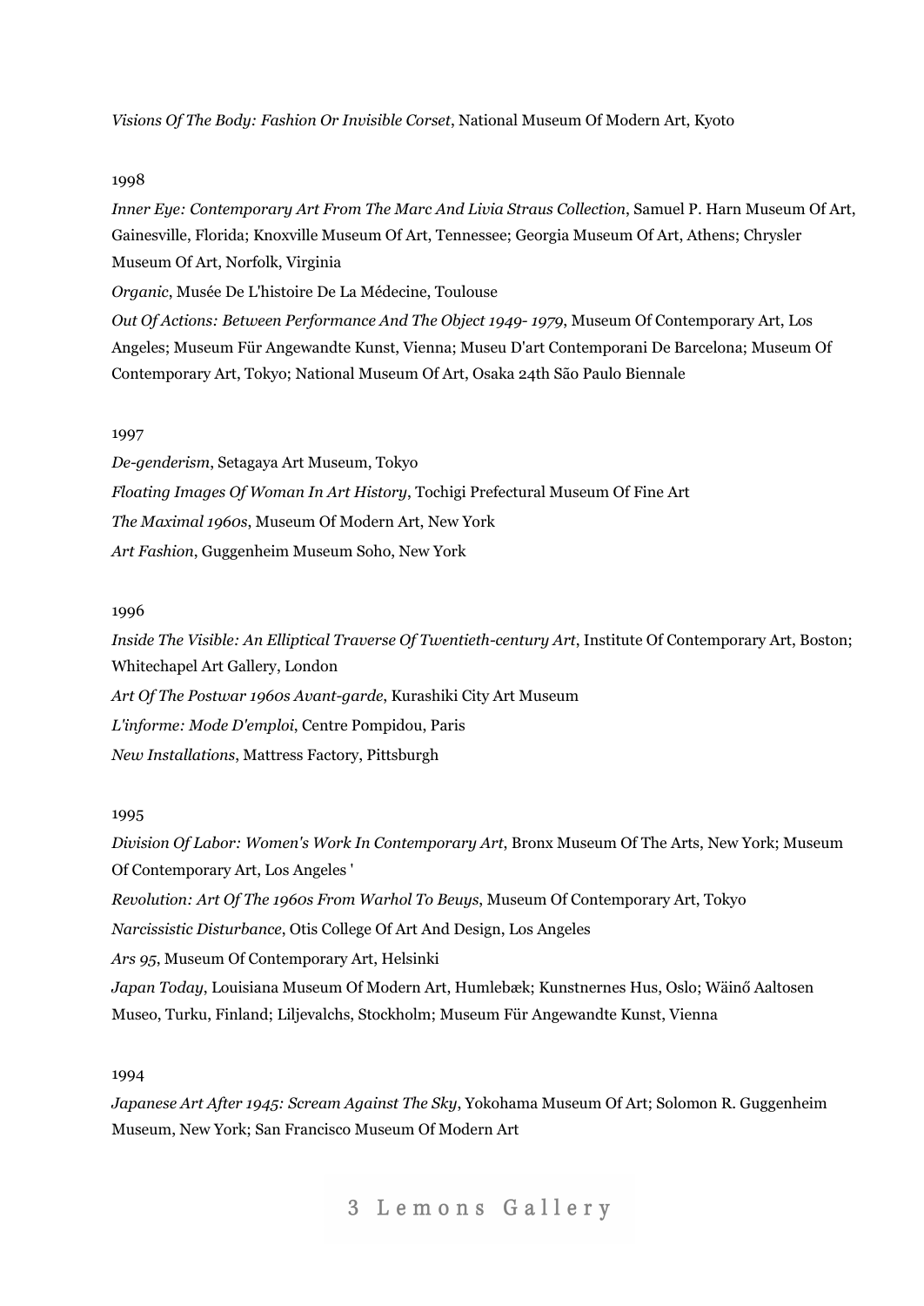*Visions Of The Body: Fashion Or Invisible Corset*, National Museum Of Modern Art, Kyoto

1998

*Inner Eye: Contemporary Art From The Marc And Livia Straus Collection*, Samuel P. Harn Museum Of Art, Gainesville, Florida; Knoxville Museum Of Art, Tennessee; Georgia Museum Of Art, Athens; Chrysler Museum Of Art, Norfolk, Virginia

*Organic*, Musée De L'histoire De La Médecine, Toulouse

*Out Of Actions: Between Performance And The Object 1949- 1979*, Museum Of Contemporary Art, Los Angeles; Museum Für Angewandte Kunst, Vienna; Museu D'art Contemporani De Barcelona; Museum Of Contemporary Art, Tokyo; National Museum Of Art, Osaka 24th São Paulo Biennale

1997

*De-genderism*, Setagaya Art Museum, Tokyo

*Floating Images Of Woman In Art History*, Tochigi Prefectural Museum Of Fine Art

*The Maximal 1960s*, Museum Of Modern Art, New York

*Art Fashion*, Guggenheim Museum Soho, New York

1996

*Inside The Visible: An Elliptical Traverse Of Twentieth-century Art*, Institute Of Contemporary Art, Boston; Whitechapel Art Gallery, London

*Art Of The Postwar 1960s Avant-garde*, Kurashiki City Art Museum

*L'informe: Mode D'emploi*, Centre Pompidou, Paris

*New Installations*, Mattress Factory, Pittsburgh

1995

*Division Of Labor: Women's Work In Contemporary Art*, Bronx Museum Of The Arts, New York; Museum Of Contemporary Art, Los Angeles '

*Revolution: Art Of The 1960s From Warhol To Beuys*, Museum Of Contemporary Art, Tokyo

*Narcissistic Disturbance*, Otis College Of Art And Design, Los Angeles

*Ars 95*, Museum Of Contemporary Art, Helsinki

*Japan Today*, Louisiana Museum Of Modern Art, Humlebæk; Kunstnernes Hus, Oslo; Wäinő Aaltosen Museo, Turku, Finland; Liljevalchs, Stockholm; Museum Für Angewandte Kunst, Vienna

1994

*Japanese Art After 1945: Scream Against The Sky*, Yokohama Museum Of Art; Solomon R. Guggenheim Museum, New York; San Francisco Museum Of Modern Art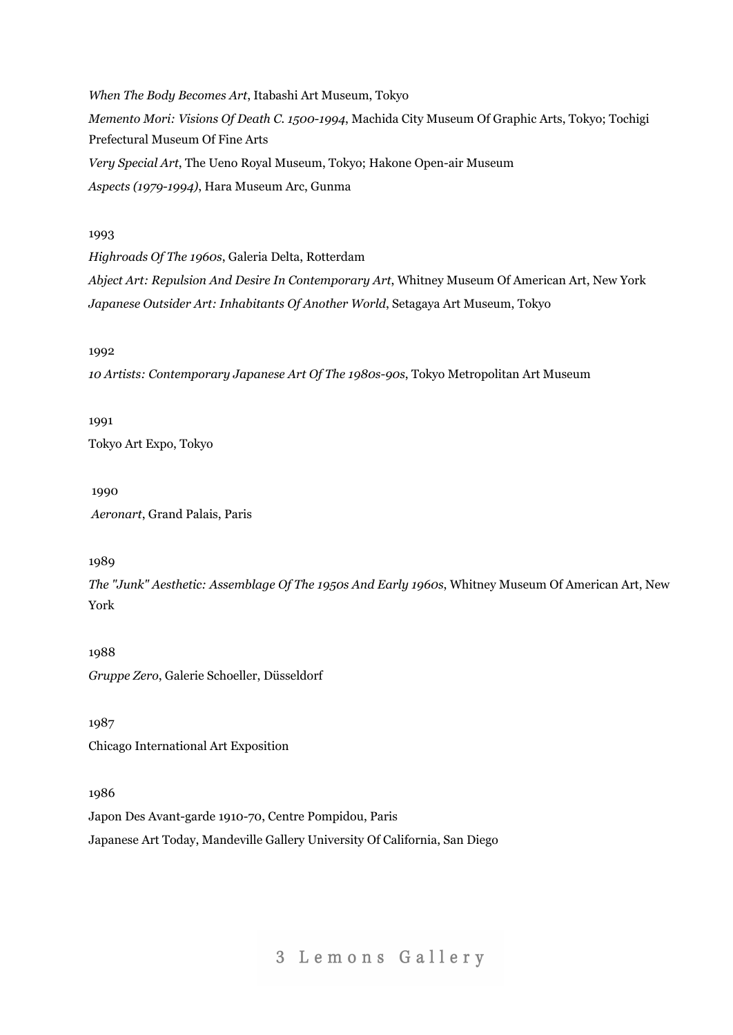*When The Body Becomes Art*, Itabashi Art Museum, Tokyo

*Memento Mori: Visions Of Death C. 1500-1994*, Machida City Museum Of Graphic Arts, Tokyo; Tochigi Prefectural Museum Of Fine Arts

*Very Special Art*, The Ueno Royal Museum, Tokyo; Hakone Open-air Museum

*Aspects (1979-1994)*, Hara Museum Arc, Gunma

1993

*Highroads Of The 1960s*, Galeria Delta, Rotterdam

*Abject Art: Repulsion And Desire In Contemporary Art*, Whitney Museum Of American Art, New York

*Japanese Outsider Art: Inhabitants Of Another World*, Setagaya Art Museum, Tokyo

1992

*10 Artists: Contemporary Japanese Art Of The 1980s-90s*, Tokyo Metropolitan Art Museum

1991

Tokyo Art Expo, Tokyo

1990

*Aeronart*, Grand Palais, Paris

1989

*The "Junk" Aesthetic: Assemblage Of The 1950s And Early 1960s*, Whitney Museum Of American Art, New York

1988

*Gruppe Zero*, Galerie Schoeller, Düsseldorf

1987

Chicago International Art Exposition

1986

Japon Des Avant-garde 1910-70, Centre Pompidou, Paris

Japanese Art Today, Mandeville Gallery University Of California, San Diego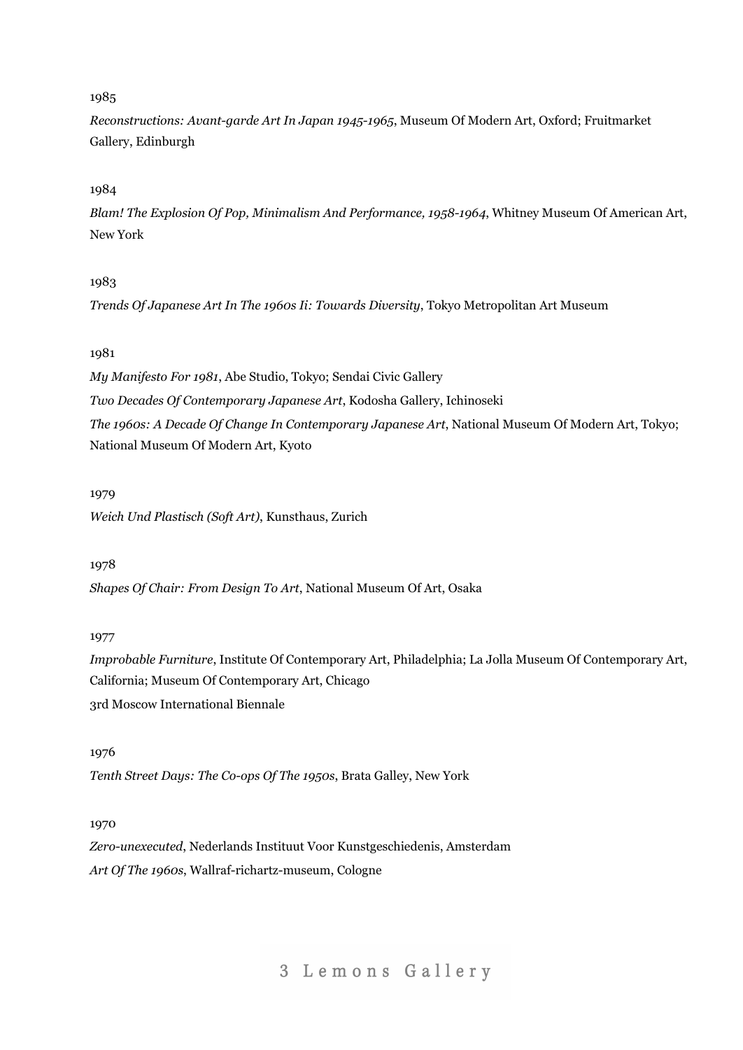1985

*Reconstructions: Avant-garde Art In Japan 1945-1965*, Museum Of Modern Art, Oxford; Fruitmarket Gallery, Edinburgh

1984

*Blam! The Explosion Of Pop, Minimalism And Performance, 1958-1964*, Whitney Museum Of American Art, New York

1983

*Trends Of Japanese Art In The 1960s Ii: Towards Diversity*, Tokyo Metropolitan Art Museum

1981

*My Manifesto For 1981*, Abe Studio, Tokyo; Sendai Civic Gallery

*Two Decades Of Contemporary Japanese Art*, Kodosha Gallery, Ichinoseki

*The 1960s: A Decade Of Change In Contemporary Japanese Art*, National Museum Of Modern Art, Tokyo; National Museum Of Modern Art, Kyoto

1979

*Weich Und Plastisch (Soft Art)*, Kunsthaus, Zurich

1978

*Shapes Of Chair: From Design To Art*, National Museum Of Art, Osaka

1977

*Improbable Furniture*, Institute Of Contemporary Art, Philadelphia; La Jolla Museum Of Contemporary Art, California; Museum Of Contemporary Art, Chicago

3rd Moscow International Biennale

1976

*Tenth Street Days: The Co-ops Of The 1950s*, Brata Galley, New York

1970

*Zero-unexecuted*, Nederlands Instituut Voor Kunstgeschiedenis, Amsterdam

*Art Of The 1960s*, Wallraf-richartz-museum, Cologne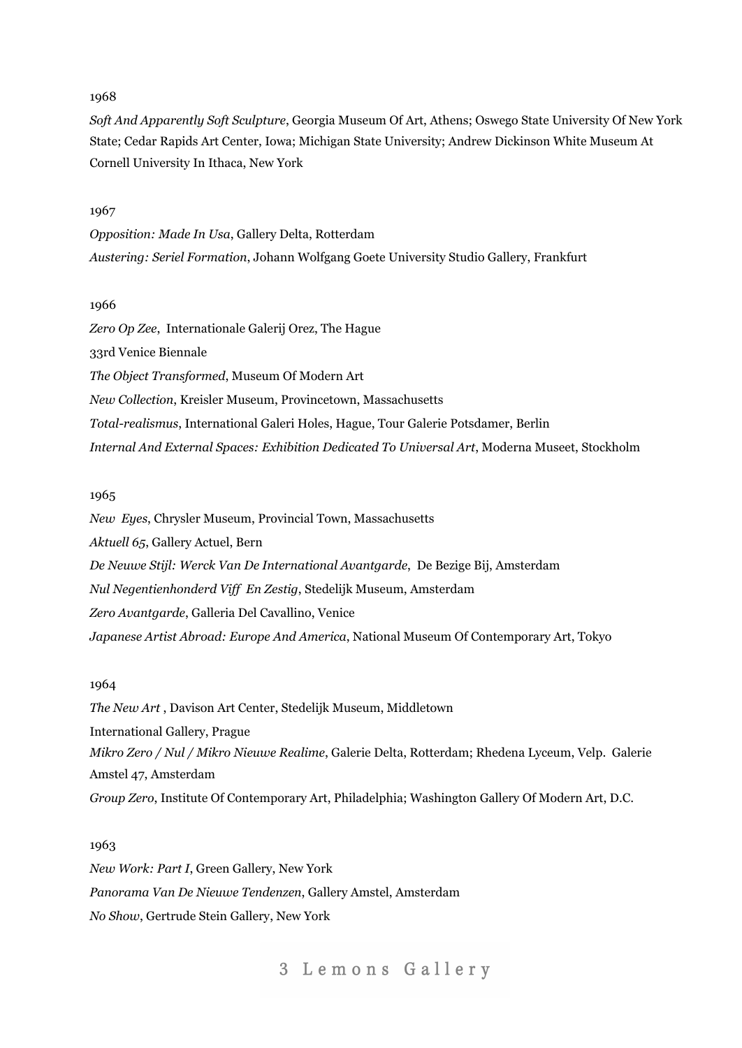1968

*Soft And Apparently Soft Sculpture*, Georgia Museum Of Art, Athens; Oswego State University Of New York State; Cedar Rapids Art Center, Iowa; Michigan State University; Andrew Dickinson White Museum At Cornell University In Ithaca, New York

1967

*Opposition: Made In Usa*, Gallery Delta, Rotterdam

*Austering: Seriel Formation*, Johann Wolfgang Goete University Studio Gallery, Frankfurt

1966

*Zero Op Zee*, Internationale Galerij Orez, The Hague

33rd Venice Biennale

*The Object Transformed*, Museum Of Modern Art

*New Collection*, Kreisler Museum, Provincetown, Massachusetts

*Total-realismus*, International Galeri Holes, Hague, Tour Galerie Potsdamer, Berlin

*Internal And External Spaces: Exhibition Dedicated To Universal Art*, Moderna Museet, Stockholm

1965

*New Eyes*, Chrysler Museum, Provincial Town, Massachusetts

*Aktuell 65*, Gallery Actuel, Bern

*De Neuwe Stijl: Werck Van De International Avantgarde*, De Bezige Bij, Amsterdam

*Nul Negentienhonderd Viff En Zestig*, Stedelijk Museum, Amsterdam

*Zero Avantgarde*, Galleria Del Cavallino, Venice

*Japanese Artist Abroad: Europe And America*, National Museum Of Contemporary Art, Tokyo

1964

*The New Art* , Davison Art Center, Stedelijk Museum, Middletown

International Gallery, Prague

*Mikro Zero / Nul / Mikro Nieuwe Realime*, Galerie Delta, Rotterdam; Rhedena Lyceum, Velp. Galerie Amstel 47, Amsterdam

*Group Zero*, Institute Of Contemporary Art, Philadelphia; Washington Gallery Of Modern Art, D.C.

1963

*New Work: Part I*, Green Gallery, New York

*Panorama Van De Nieuwe Tendenzen*, Gallery Amstel, Amsterdam

*No Show*, Gertrude Stein Gallery, New York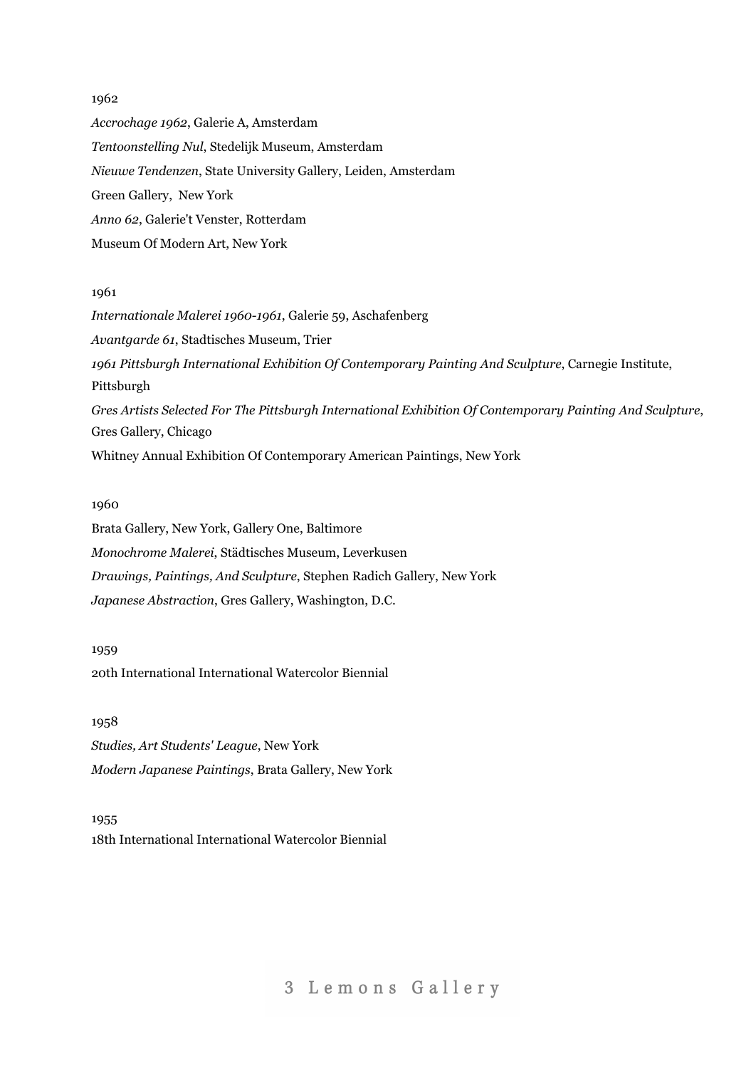1962

*Accrochage 1962*, Galerie A, Amsterdam

*Tentoonstelling Nul*, Stedelijk Museum, Amsterdam

*Nieuwe Tendenzen*, State University Gallery, Leiden, Amsterdam

Green Gallery, New York

*Anno 62*, Galerie't Venster, Rotterdam

Museum Of Modern Art, New York

1961

*Internationale Malerei 1960-1961*, Galerie 59, Aschafenberg

*Avantgarde 61*, Stadtisches Museum, Trier

*1961 Pittsburgh International Exhibition Of Contemporary Painting And Sculpture*, Carnegie Institute, Pittsburgh

*Gres Artists Selected For The Pittsburgh International Exhibition Of Contemporary Painting And Sculpture*, Gres Gallery, Chicago

Whitney Annual Exhibition Of Contemporary American Paintings, New York

1960

Brata Gallery, New York, Gallery One, Baltimore

*Monochrome Malerei*, Städtisches Museum, Leverkusen

*Drawings, Paintings, And Sculpture*, Stephen Radich Gallery, New York

*Japanese Abstraction*, Gres Gallery, Washington, D.C.

1959

20th International International Watercolor Biennial

1958

*Studies, Art Students' League*, New York

*Modern Japanese Paintings*, Brata Gallery, New York

1955

18th International International Watercolor Biennial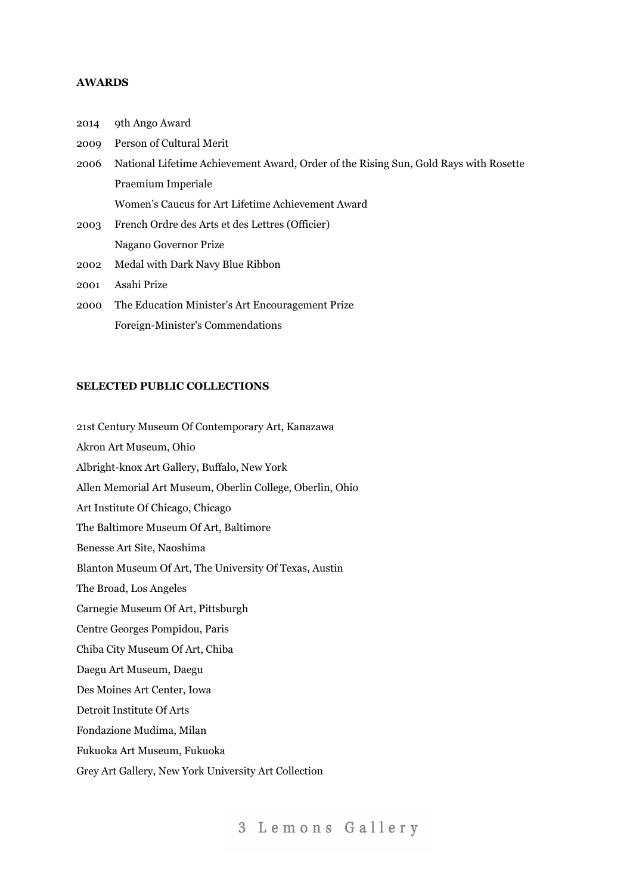## AWARDS

2014 9th Ango Award

2009 Person of Cultural Merit

2006 National Lifetime Achievement Award, Order of the Rising Sun, Gold Rays with Rosette
Praemium Imperiale
Women's Caucus for Art Lifetime Achievement Award

2003 French Ordre des Arts et des Lettres (Officier)
Nagano Governor Prize

2002 Medal with Dark Navy Blue Ribbon

2001 Asahi Prize

2000 The Education Minister's Art Encouragement Prize
Foreign-Minister's Commendations

## SELECTED PUBLIC COLLECTIONS

21st Century Museum Of Contemporary Art, Kanazawa

Akron Art Museum, Ohio

Albright-knox Art Gallery, Buffalo, New York

Allen Memorial Art Museum, Oberlin College, Oberlin, Ohio

Art Institute Of Chicago, Chicago

The Baltimore Museum Of Art, Baltimore

Benesse Art Site, Naoshima

Blanton Museum Of Art, The University Of Texas, Austin

The Broad, Los Angeles

Carnegie Museum Of Art, Pittsburgh

Centre Georges Pompidou, Paris

Chiba City Museum Of Art, Chiba

Daegu Art Museum, Daegu

Des Moines Art Center, Iowa

Detroit Institute Of Arts

Fondazione Mudima, Milan

Fukuoka Art Museum, Fukuoka

Grey Art Gallery, New York University Art Collection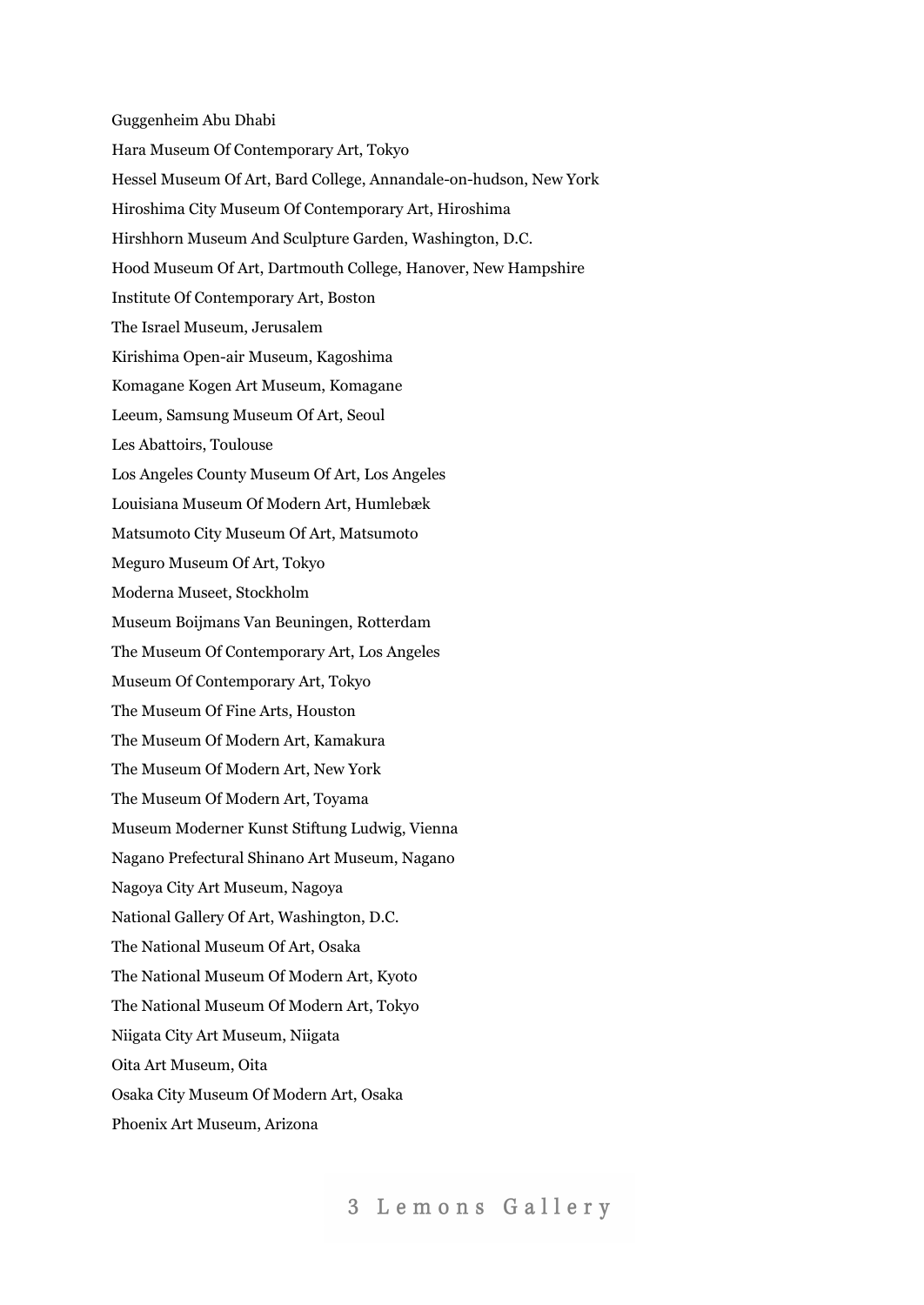Guggenheim Abu Dhabi

Hara Museum Of Contemporary Art, Tokyo

Hessel Museum Of Art, Bard College, Annandale-on-hudson, New York

Hiroshima City Museum Of Contemporary Art, Hiroshima

Hirshhorn Museum And Sculpture Garden, Washington, D.C.

Hood Museum Of Art, Dartmouth College, Hanover, New Hampshire

Institute Of Contemporary Art, Boston

The Israel Museum, Jerusalem

Kirishima Open-air Museum, Kagoshima

Komagane Kogen Art Museum, Komagane

Leeum, Samsung Museum Of Art, Seoul

Les Abattoirs, Toulouse

Los Angeles County Museum Of Art, Los Angeles

Louisiana Museum Of Modern Art, Humlebæk

Matsumoto City Museum Of Art, Matsumoto

Meguro Museum Of Art, Tokyo

Moderna Museet, Stockholm

Museum Boijmans Van Beuningen, Rotterdam

The Museum Of Contemporary Art, Los Angeles

Museum Of Contemporary Art, Tokyo

The Museum Of Fine Arts, Houston

The Museum Of Modern Art, Kamakura

The Museum Of Modern Art, New York

The Museum Of Modern Art, Toyama

Museum Moderner Kunst Stiftung Ludwig, Vienna

Nagano Prefectural Shinano Art Museum, Nagano

Nagoya City Art Museum, Nagoya

National Gallery Of Art, Washington, D.C.

The National Museum Of Art, Osaka

The National Museum Of Modern Art, Kyoto

The National Museum Of Modern Art, Tokyo

Niigata City Art Museum, Niigata

Oita Art Museum, Oita

Osaka City Museum Of Modern Art, Osaka

Phoenix Art Museum, Arizona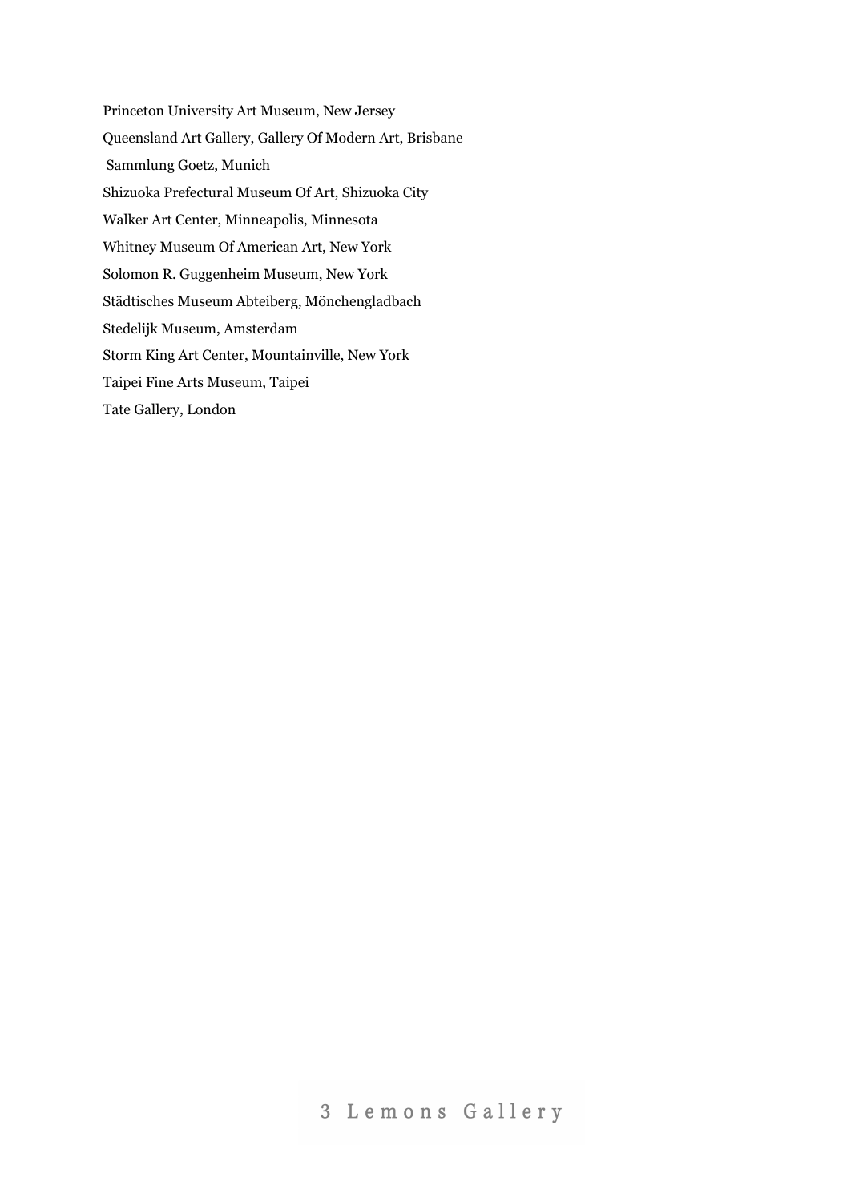Princeton University Art Museum, New Jersey

Queensland Art Gallery, Gallery Of Modern Art, Brisbane

Sammlung Goetz, Munich

Shizuoka Prefectural Museum Of Art, Shizuoka City

Walker Art Center, Minneapolis, Minnesota

Whitney Museum Of American Art, New York

Solomon R. Guggenheim Museum, New York

Städtisches Museum Abteiberg, Mönchengladbach

Stedelijk Museum, Amsterdam

Storm King Art Center, Mountainville, New York

Taipei Fine Arts Museum, Taipei

Tate Gallery, London